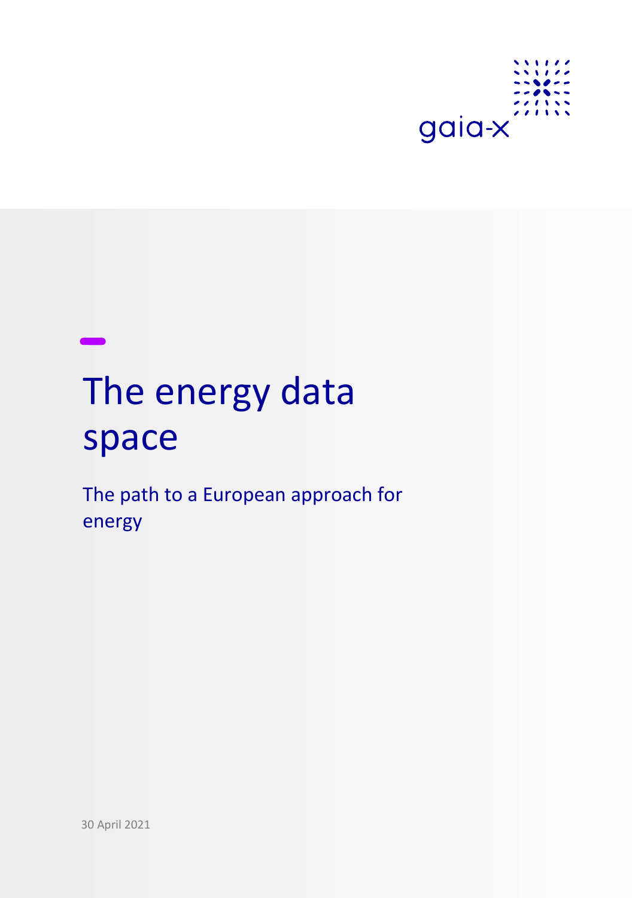gaia-x

# The energy data space

The path to a European approach for energy

30 April 2021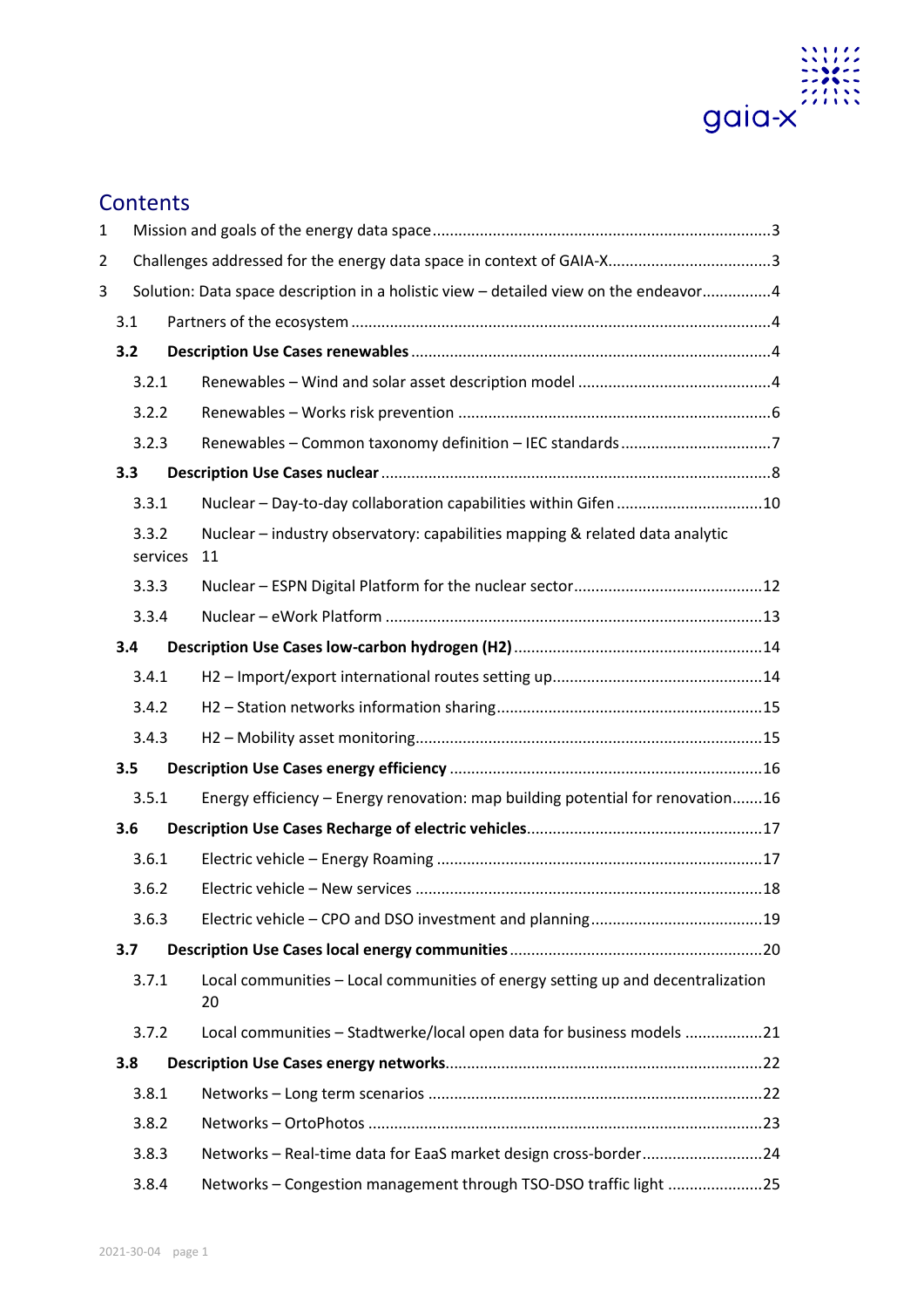## Contents

1 Mission and goals of the energy data space....3

2 Challenges addressed for the energy data space in context of GAIA-X....3

3 Solution: Data space description in a holistic view – detailed view on the endeavor....4

- 3.1 Partners of the ecosystem....4
- **3.2 Description Use Cases renewables**....4
  - 3.2.1 Renewables – Wind and solar asset description model....4
  - 3.2.2 Renewables – Works risk prevention....6
  - 3.2.3 Renewables – Common taxonomy definition – IEC standards....7
- **3.3 Description Use Cases nuclear**....8
  - 3.3.1 Nuclear – Day-to-day collaboration capabilities within Gifen....10
  - 3.3.2 Nuclear – industry observatory: capabilities mapping & related data analytic services 11
  - 3.3.3 Nuclear – ESPN Digital Platform for the nuclear sector....12
  - 3.3.4 Nuclear – eWork Platform....13
- **3.4 Description Use Cases low-carbon hydrogen (H2)**....14
  - 3.4.1 H2 – Import/export international routes setting up....14
  - 3.4.2 H2 – Station networks information sharing....15
  - 3.4.3 H2 – Mobility asset monitoring....15
- **3.5 Description Use Cases energy efficiency**....16
  - 3.5.1 Energy efficiency – Energy renovation: map building potential for renovation....16
- **3.6 Description Use Cases Recharge of electric vehicles**....17
  - 3.6.1 Electric vehicle – Energy Roaming....17
  - 3.6.2 Electric vehicle – New services....18
  - 3.6.3 Electric vehicle – CPO and DSO investment and planning....19
- **3.7 Description Use Cases local energy communities**....20
  - 3.7.1 Local communities – Local communities of energy setting up and decentralization 20
  - 3.7.2 Local communities – Stadtwerke/local open data for business models....21
- **3.8 Description Use Cases energy networks**....22
  - 3.8.1 Networks – Long term scenarios....22
  - 3.8.2 Networks – OrtoPhotos....23
  - 3.8.3 Networks – Real-time data for EaaS market design cross-border....24
  - 3.8.4 Networks – Congestion management through TSO-DSO traffic light....25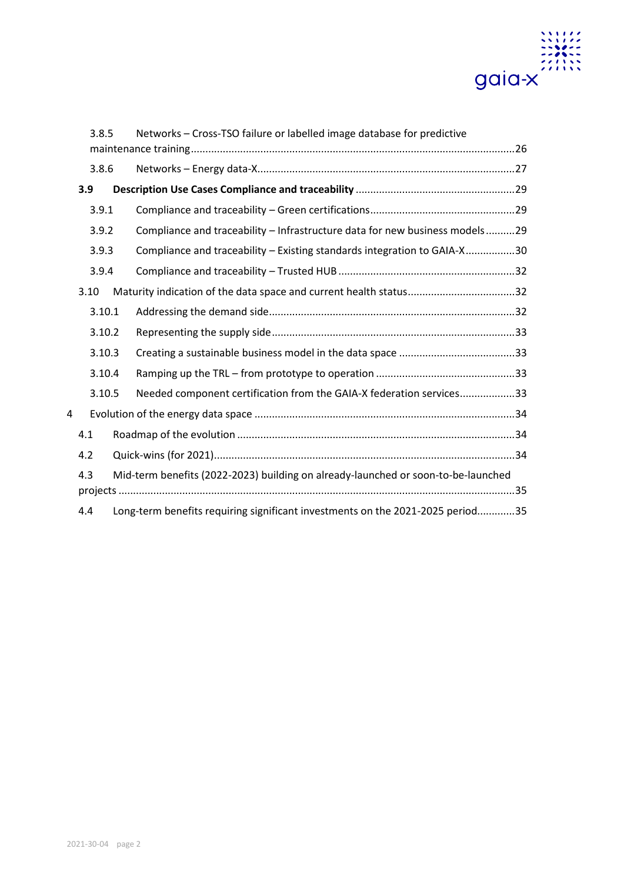3.8.5 Networks – Cross-TSO failure or labelled image database for predictive maintenance training ....26

3.8.6 Networks – Energy data-X....27

**3.9 Description Use Cases Compliance and traceability ....29**

3.9.1 Compliance and traceability – Green certifications....29

3.9.2 Compliance and traceability – Infrastructure data for new business models....29

3.9.3 Compliance and traceability – Existing standards integration to GAIA-X....30

3.9.4 Compliance and traceability – Trusted HUB ....32

3.10 Maturity indication of the data space and current health status....32

3.10.1 Addressing the demand side....32

3.10.2 Representing the supply side....33

3.10.3 Creating a sustainable business model in the data space ....33

3.10.4 Ramping up the TRL – from prototype to operation ....33

3.10.5 Needed component certification from the GAIA-X federation services....33

4 Evolution of the energy data space ....34

4.1 Roadmap of the evolution ....34

4.2 Quick-wins (for 2021)....34

4.3 Mid-term benefits (2022-2023) building on already-launched or soon-to-be-launched projects ....35

4.4 Long-term benefits requiring significant investments on the 2021-2025 period....35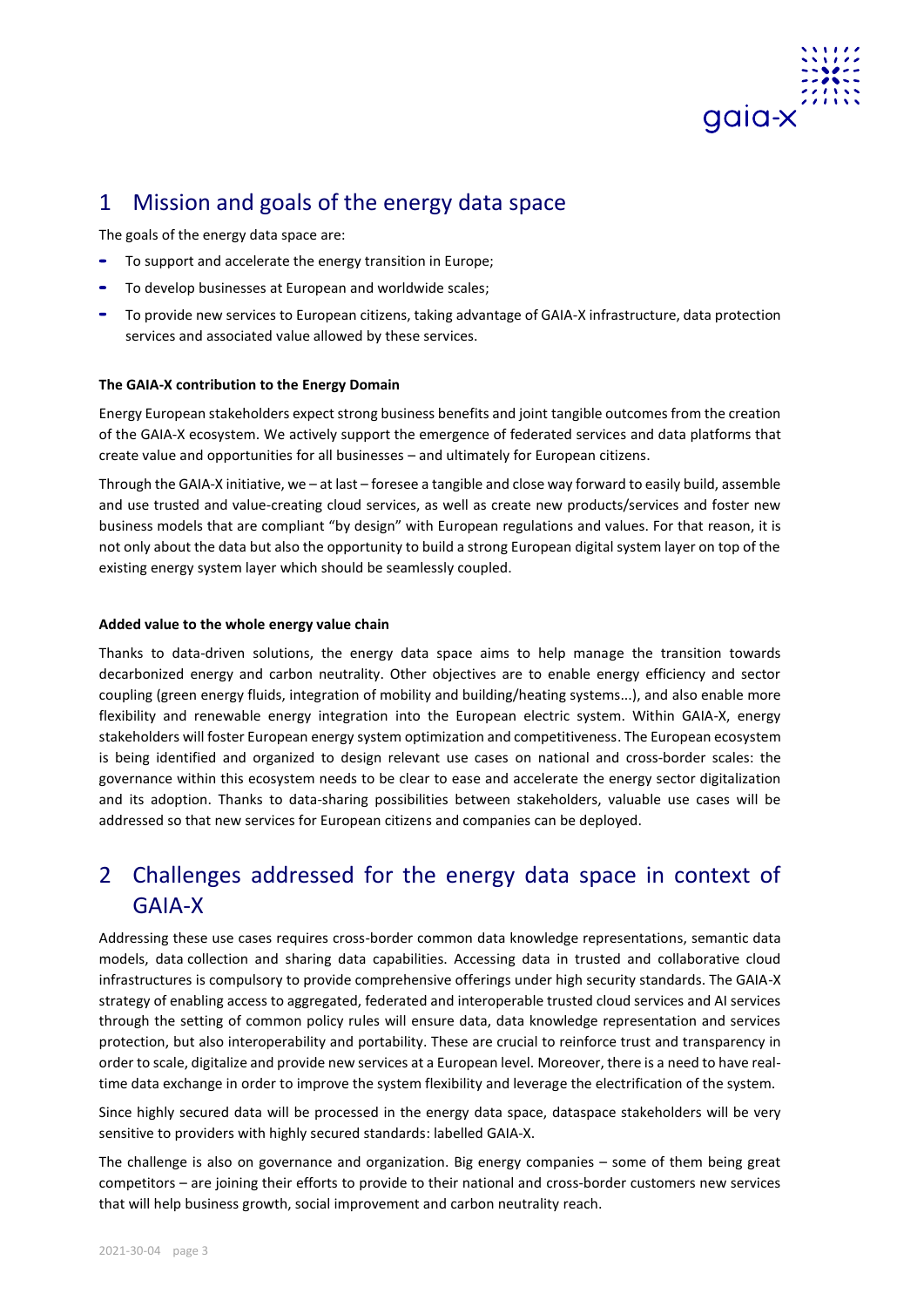# 1 Mission and goals of the energy data space

The goals of the energy data space are:

- To support and accelerate the energy transition in Europe;
- To develop businesses at European and worldwide scales;
- To provide new services to European citizens, taking advantage of GAIA-X infrastructure, data protection services and associated value allowed by these services.

**The GAIA-X contribution to the Energy Domain**

Energy European stakeholders expect strong business benefits and joint tangible outcomes from the creation of the GAIA-X ecosystem. We actively support the emergence of federated services and data platforms that create value and opportunities for all businesses – and ultimately for European citizens.

Through the GAIA-X initiative, we – at last – foresee a tangible and close way forward to easily build, assemble and use trusted and value-creating cloud services, as well as create new products/services and foster new business models that are compliant "by design" with European regulations and values. For that reason, it is not only about the data but also the opportunity to build a strong European digital system layer on top of the existing energy system layer which should be seamlessly coupled.

**Added value to the whole energy value chain**

Thanks to data-driven solutions, the energy data space aims to help manage the transition towards decarbonized energy and carbon neutrality. Other objectives are to enable energy efficiency and sector coupling (green energy fluids, integration of mobility and building/heating systems...), and also enable more flexibility and renewable energy integration into the European electric system. Within GAIA-X, energy stakeholders will foster European energy system optimization and competitiveness. The European ecosystem is being identified and organized to design relevant use cases on national and cross-border scales: the governance within this ecosystem needs to be clear to ease and accelerate the energy sector digitalization and its adoption. Thanks to data-sharing possibilities between stakeholders, valuable use cases will be addressed so that new services for European citizens and companies can be deployed.

# 2 Challenges addressed for the energy data space in context of GAIA-X

Addressing these use cases requires cross-border common data knowledge representations, semantic data models, data collection and sharing data capabilities. Accessing data in trusted and collaborative cloud infrastructures is compulsory to provide comprehensive offerings under high security standards. The GAIA-X strategy of enabling access to aggregated, federated and interoperable trusted cloud services and AI services through the setting of common policy rules will ensure data, data knowledge representation and services protection, but also interoperability and portability. These are crucial to reinforce trust and transparency in order to scale, digitalize and provide new services at a European level. Moreover, there is a need to have real-time data exchange in order to improve the system flexibility and leverage the electrification of the system.

Since highly secured data will be processed in the energy data space, dataspace stakeholders will be very sensitive to providers with highly secured standards: labelled GAIA-X.

The challenge is also on governance and organization. Big energy companies – some of them being great competitors – are joining their efforts to provide to their national and cross-border customers new services that will help business growth, social improvement and carbon neutrality reach.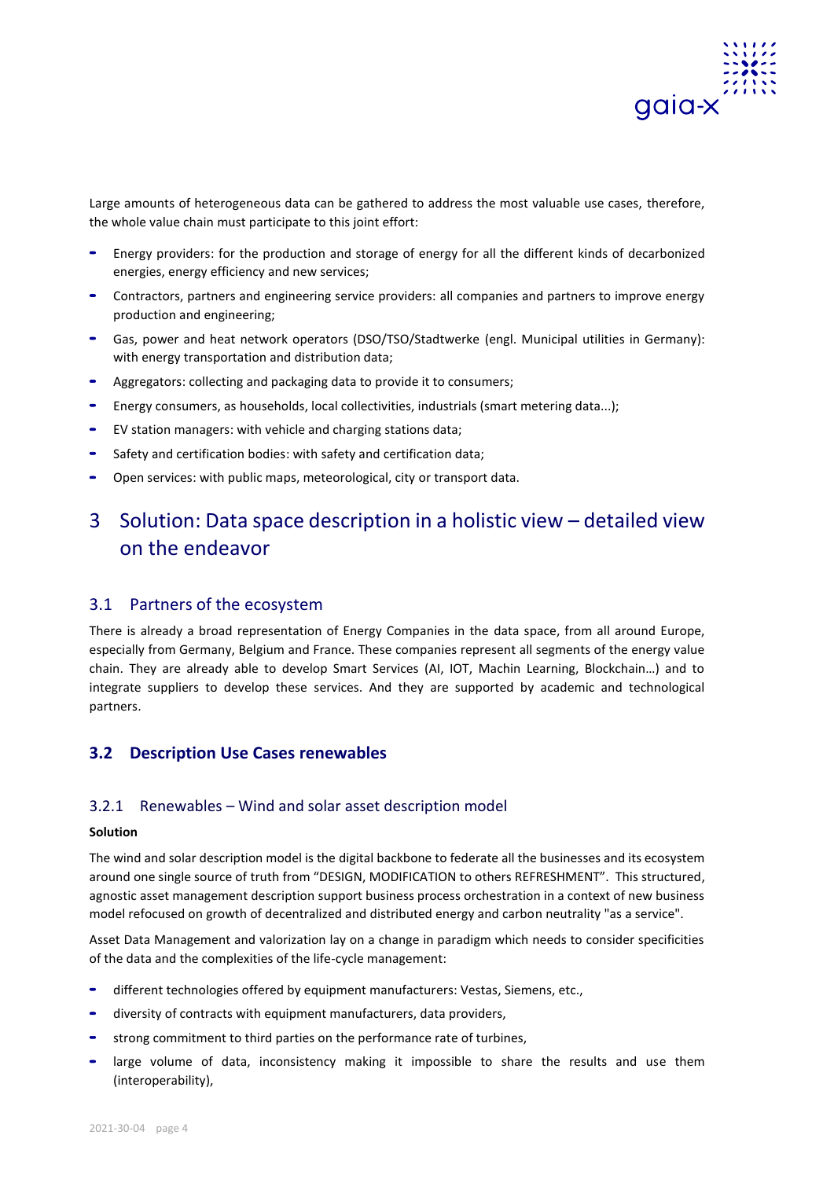Large amounts of heterogeneous data can be gathered to address the most valuable use cases, therefore, the whole value chain must participate to this joint effort:

- Energy providers: for the production and storage of energy for all the different kinds of decarbonized energies, energy efficiency and new services;
- Contractors, partners and engineering service providers: all companies and partners to improve energy production and engineering;
- Gas, power and heat network operators (DSO/TSO/Stadtwerke (engl. Municipal utilities in Germany): with energy transportation and distribution data;
- Aggregators: collecting and packaging data to provide it to consumers;
- Energy consumers, as households, local collectivities, industrials (smart metering data...);
- EV station managers: with vehicle and charging stations data;
- Safety and certification bodies: with safety and certification data;
- Open services: with public maps, meteorological, city or transport data.

# 3 Solution: Data space description in a holistic view – detailed view on the endeavor

## 3.1 Partners of the ecosystem

There is already a broad representation of Energy Companies in the data space, from all around Europe, especially from Germany, Belgium and France. These companies represent all segments of the energy value chain. They are already able to develop Smart Services (AI, IOT, Machin Learning, Blockchain…) and to integrate suppliers to develop these services. And they are supported by academic and technological partners.

## 3.2 Description Use Cases renewables

### 3.2.1 Renewables – Wind and solar asset description model

**Solution**

The wind and solar description model is the digital backbone to federate all the businesses and its ecosystem around one single source of truth from "DESIGN, MODIFICATION to others REFRESHMENT". This structured, agnostic asset management description support business process orchestration in a context of new business model refocused on growth of decentralized and distributed energy and carbon neutrality "as a service".

Asset Data Management and valorization lay on a change in paradigm which needs to consider specificities of the data and the complexities of the life-cycle management:

- different technologies offered by equipment manufacturers: Vestas, Siemens, etc.,
- diversity of contracts with equipment manufacturers, data providers,
- strong commitment to third parties on the performance rate of turbines,
- large volume of data, inconsistency making it impossible to share the results and use them (interoperability),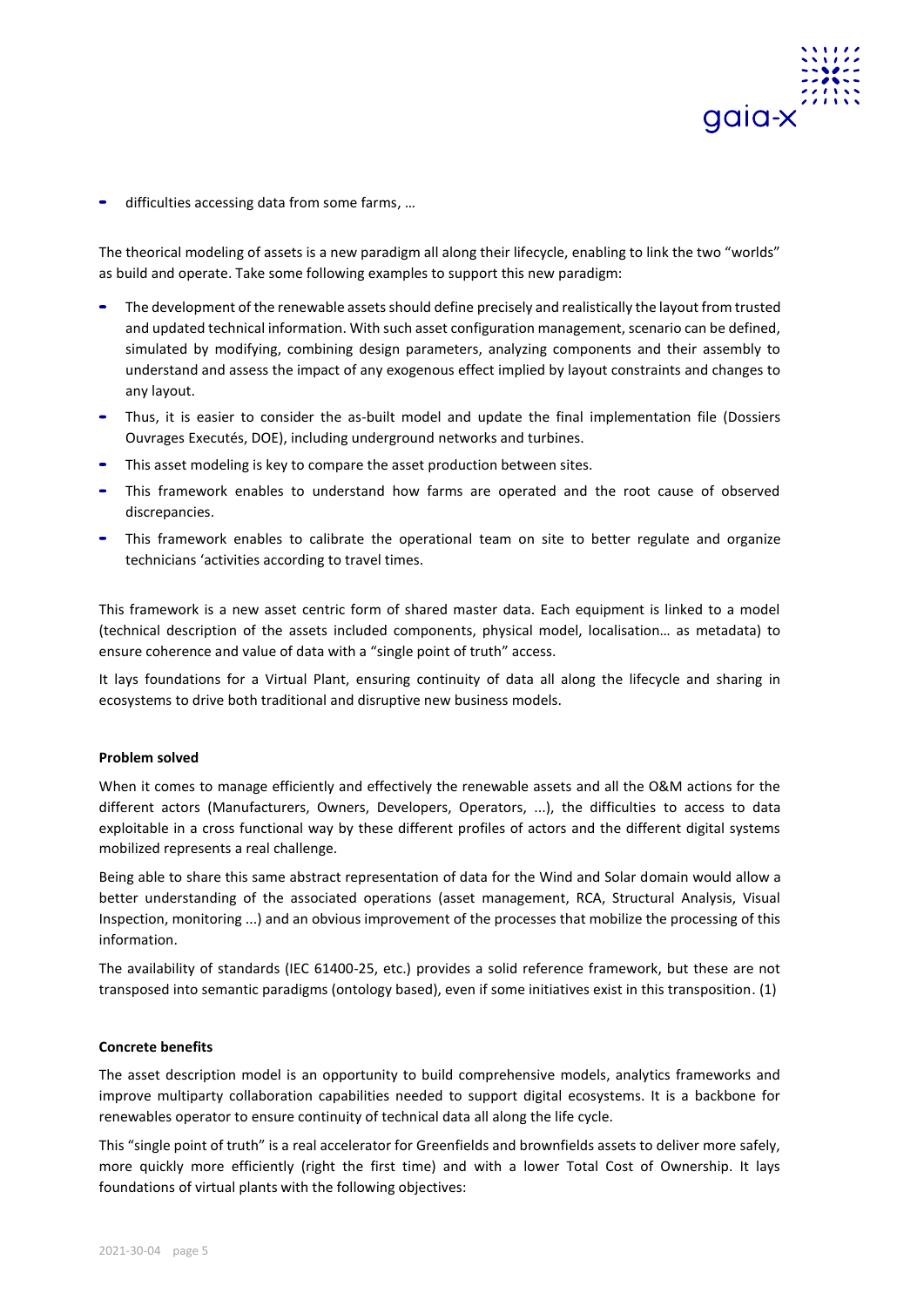- difficulties accessing data from some farms, …

The theorical modeling of assets is a new paradigm all along their lifecycle, enabling to link the two "worlds" as build and operate. Take some following examples to support this new paradigm:

- The development of the renewable assets should define precisely and realistically the layout from trusted and updated technical information. With such asset configuration management, scenario can be defined, simulated by modifying, combining design parameters, analyzing components and their assembly to understand and assess the impact of any exogenous effect implied by layout constraints and changes to any layout.
- Thus, it is easier to consider the as-built model and update the final implementation file (Dossiers Ouvrages Executés, DOE), including underground networks and turbines.
- This asset modeling is key to compare the asset production between sites.
- This framework enables to understand how farms are operated and the root cause of observed discrepancies.
- This framework enables to calibrate the operational team on site to better regulate and organize technicians 'activities according to travel times.

This framework is a new asset centric form of shared master data. Each equipment is linked to a model (technical description of the assets included components, physical model, localisation… as metadata) to ensure coherence and value of data with a "single point of truth" access.

It lays foundations for a Virtual Plant, ensuring continuity of data all along the lifecycle and sharing in ecosystems to drive both traditional and disruptive new business models.

**Problem solved**

When it comes to manage efficiently and effectively the renewable assets and all the O&M actions for the different actors (Manufacturers, Owners, Developers, Operators, ...), the difficulties to access to data exploitable in a cross functional way by these different profiles of actors and the different digital systems mobilized represents a real challenge.

Being able to share this same abstract representation of data for the Wind and Solar domain would allow a better understanding of the associated operations (asset management, RCA, Structural Analysis, Visual Inspection, monitoring ...) and an obvious improvement of the processes that mobilize the processing of this information.

The availability of standards (IEC 61400-25, etc.) provides a solid reference framework, but these are not transposed into semantic paradigms (ontology based), even if some initiatives exist in this transposition. (1)

**Concrete benefits**

The asset description model is an opportunity to build comprehensive models, analytics frameworks and improve multiparty collaboration capabilities needed to support digital ecosystems. It is a backbone for renewables operator to ensure continuity of technical data all along the life cycle.

This "single point of truth" is a real accelerator for Greenfields and brownfields assets to deliver more safely, more quickly more efficiently (right the first time) and with a lower Total Cost of Ownership. It lays foundations of virtual plants with the following objectives: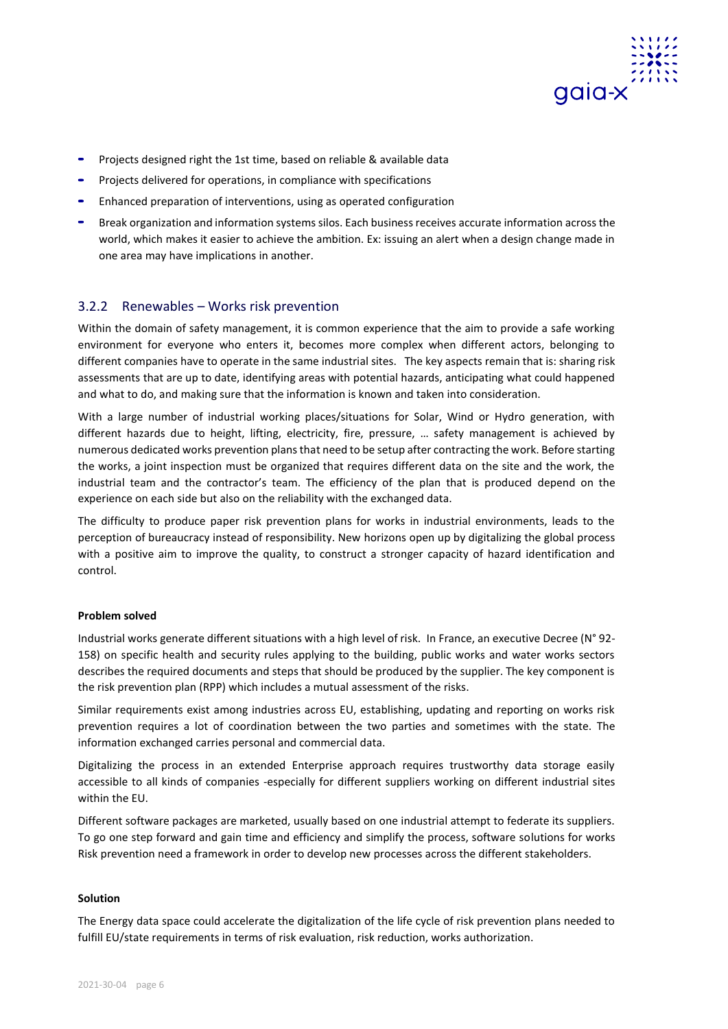- Projects designed right the 1st time, based on reliable & available data
- Projects delivered for operations, in compliance with specifications
- Enhanced preparation of interventions, using as operated configuration
- Break organization and information systems silos. Each business receives accurate information across the world, which makes it easier to achieve the ambition. Ex: issuing an alert when a design change made in one area may have implications in another.

### 3.2.2 Renewables – Works risk prevention

Within the domain of safety management, it is common experience that the aim to provide a safe working environment for everyone who enters it, becomes more complex when different actors, belonging to different companies have to operate in the same industrial sites. The key aspects remain that is: sharing risk assessments that are up to date, identifying areas with potential hazards, anticipating what could happened and what to do, and making sure that the information is known and taken into consideration.

With a large number of industrial working places/situations for Solar, Wind or Hydro generation, with different hazards due to height, lifting, electricity, fire, pressure, … safety management is achieved by numerous dedicated works prevention plans that need to be setup after contracting the work. Before starting the works, a joint inspection must be organized that requires different data on the site and the work, the industrial team and the contractor's team. The efficiency of the plan that is produced depend on the experience on each side but also on the reliability with the exchanged data.

The difficulty to produce paper risk prevention plans for works in industrial environments, leads to the perception of bureaucracy instead of responsibility. New horizons open up by digitalizing the global process with a positive aim to improve the quality, to construct a stronger capacity of hazard identification and control.

**Problem solved**

Industrial works generate different situations with a high level of risk. In France, an executive Decree (N° 92-158) on specific health and security rules applying to the building, public works and water works sectors describes the required documents and steps that should be produced by the supplier. The key component is the risk prevention plan (RPP) which includes a mutual assessment of the risks.

Similar requirements exist among industries across EU, establishing, updating and reporting on works risk prevention requires a lot of coordination between the two parties and sometimes with the state. The information exchanged carries personal and commercial data.

Digitalizing the process in an extended Enterprise approach requires trustworthy data storage easily accessible to all kinds of companies -especially for different suppliers working on different industrial sites within the EU.

Different software packages are marketed, usually based on one industrial attempt to federate its suppliers. To go one step forward and gain time and efficiency and simplify the process, software solutions for works Risk prevention need a framework in order to develop new processes across the different stakeholders.

**Solution**

The Energy data space could accelerate the digitalization of the life cycle of risk prevention plans needed to fulfill EU/state requirements in terms of risk evaluation, risk reduction, works authorization.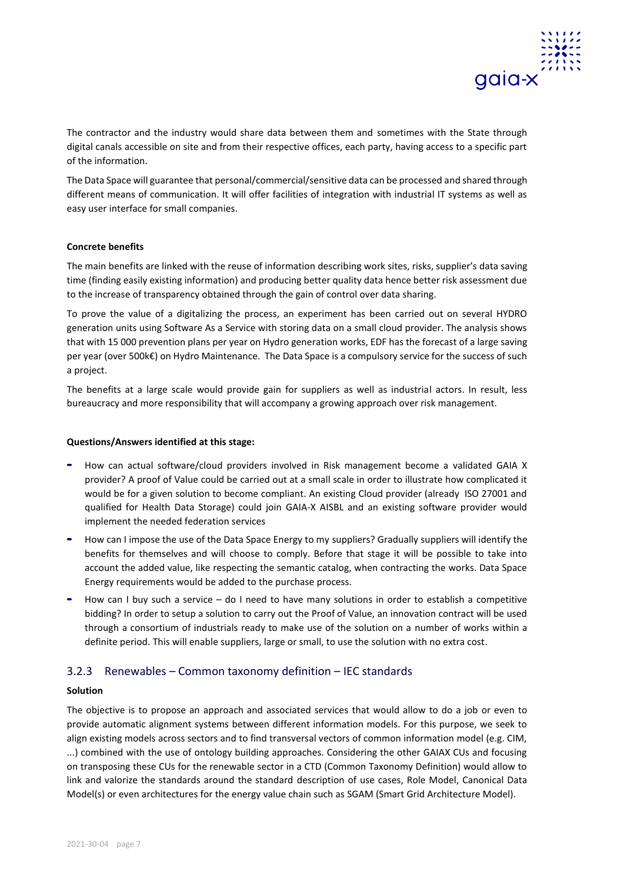The contractor and the industry would share data between them and sometimes with the State through digital canals accessible on site and from their respective offices, each party, having access to a specific part of the information.

The Data Space will guarantee that personal/commercial/sensitive data can be processed and shared through different means of communication. It will offer facilities of integration with industrial IT systems as well as easy user interface for small companies.

**Concrete benefits**

The main benefits are linked with the reuse of information describing work sites, risks, supplier's data saving time (finding easily existing information) and producing better quality data hence better risk assessment due to the increase of transparency obtained through the gain of control over data sharing.

To prove the value of a digitalizing the process, an experiment has been carried out on several HYDRO generation units using Software As a Service with storing data on a small cloud provider. The analysis shows that with 15 000 prevention plans per year on Hydro generation works, EDF has the forecast of a large saving per year (over 500k€) on Hydro Maintenance. The Data Space is a compulsory service for the success of such a project.

The benefits at a large scale would provide gain for suppliers as well as industrial actors. In result, less bureaucracy and more responsibility that will accompany a growing approach over risk management.

**Questions/Answers identified at this stage:**

- How can actual software/cloud providers involved in Risk management become a validated GAIA X provider? A proof of Value could be carried out at a small scale in order to illustrate how complicated it would be for a given solution to become compliant. An existing Cloud provider (already ISO 27001 and qualified for Health Data Storage) could join GAIA-X AISBL and an existing software provider would implement the needed federation services
- How can I impose the use of the Data Space Energy to my suppliers? Gradually suppliers will identify the benefits for themselves and will choose to comply. Before that stage it will be possible to take into account the added value, like respecting the semantic catalog, when contracting the works. Data Space Energy requirements would be added to the purchase process.
- How can I buy such a service – do I need to have many solutions in order to establish a competitive bidding? In order to setup a solution to carry out the Proof of Value, an innovation contract will be used through a consortium of industrials ready to make use of the solution on a number of works within a definite period. This will enable suppliers, large or small, to use the solution with no extra cost.

### 3.2.3 Renewables – Common taxonomy definition – IEC standards

**Solution**

The objective is to propose an approach and associated services that would allow to do a job or even to provide automatic alignment systems between different information models. For this purpose, we seek to align existing models across sectors and to find transversal vectors of common information model (e.g. CIM, ...) combined with the use of ontology building approaches. Considering the other GAIAX CUs and focusing on transposing these CUs for the renewable sector in a CTD (Common Taxonomy Definition) would allow to link and valorize the standards around the standard description of use cases, Role Model, Canonical Data Model(s) or even architectures for the energy value chain such as SGAM (Smart Grid Architecture Model).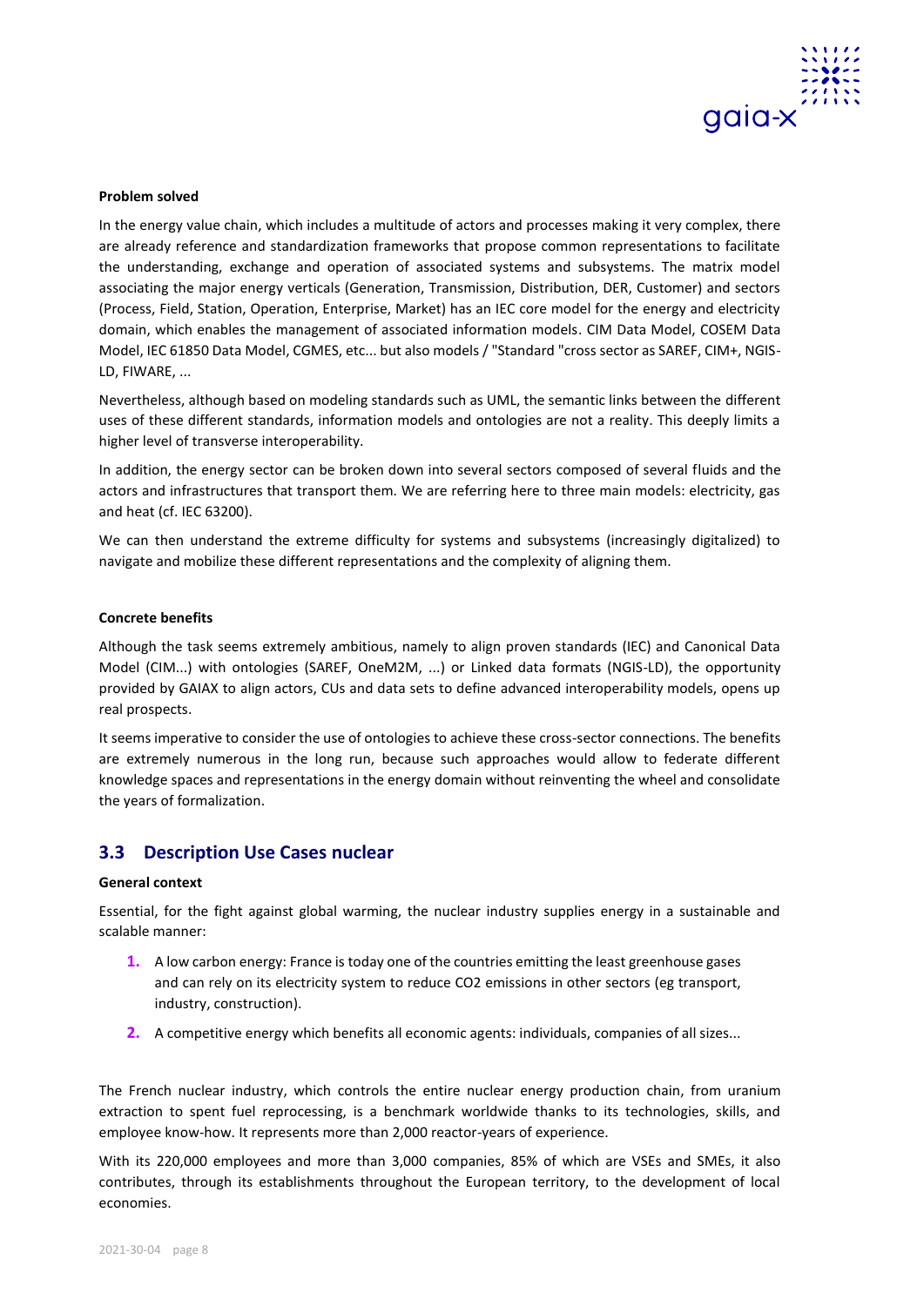**Problem solved**

In the energy value chain, which includes a multitude of actors and processes making it very complex, there are already reference and standardization frameworks that propose common representations to facilitate the understanding, exchange and operation of associated systems and subsystems. The matrix model associating the major energy verticals (Generation, Transmission, Distribution, DER, Customer) and sectors (Process, Field, Station, Operation, Enterprise, Market) has an IEC core model for the energy and electricity domain, which enables the management of associated information models. CIM Data Model, COSEM Data Model, IEC 61850 Data Model, CGMES, etc... but also models / "Standard "cross sector as SAREF, CIM+, NGIS-LD, FIWARE, ...

Nevertheless, although based on modeling standards such as UML, the semantic links between the different uses of these different standards, information models and ontologies are not a reality. This deeply limits a higher level of transverse interoperability.

In addition, the energy sector can be broken down into several sectors composed of several fluids and the actors and infrastructures that transport them. We are referring here to three main models: electricity, gas and heat (cf. IEC 63200).

We can then understand the extreme difficulty for systems and subsystems (increasingly digitalized) to navigate and mobilize these different representations and the complexity of aligning them.

**Concrete benefits**

Although the task seems extremely ambitious, namely to align proven standards (IEC) and Canonical Data Model (CIM...) with ontologies (SAREF, OneM2M, ...) or Linked data formats (NGIS-LD), the opportunity provided by GAIAX to align actors, CUs and data sets to define advanced interoperability models, opens up real prospects.

It seems imperative to consider the use of ontologies to achieve these cross-sector connections. The benefits are extremely numerous in the long run, because such approaches would allow to federate different knowledge spaces and representations in the energy domain without reinventing the wheel and consolidate the years of formalization.

## 3.3 Description Use Cases nuclear

**General context**

Essential, for the fight against global warming, the nuclear industry supplies energy in a sustainable and scalable manner:

1. A low carbon energy: France is today one of the countries emitting the least greenhouse gases and can rely on its electricity system to reduce CO2 emissions in other sectors (eg transport, industry, construction).
2. A competitive energy which benefits all economic agents: individuals, companies of all sizes...

The French nuclear industry, which controls the entire nuclear energy production chain, from uranium extraction to spent fuel reprocessing, is a benchmark worldwide thanks to its technologies, skills, and employee know-how. It represents more than 2,000 reactor-years of experience.

With its 220,000 employees and more than 3,000 companies, 85% of which are VSEs and SMEs, it also contributes, through its establishments throughout the European territory, to the development of local economies.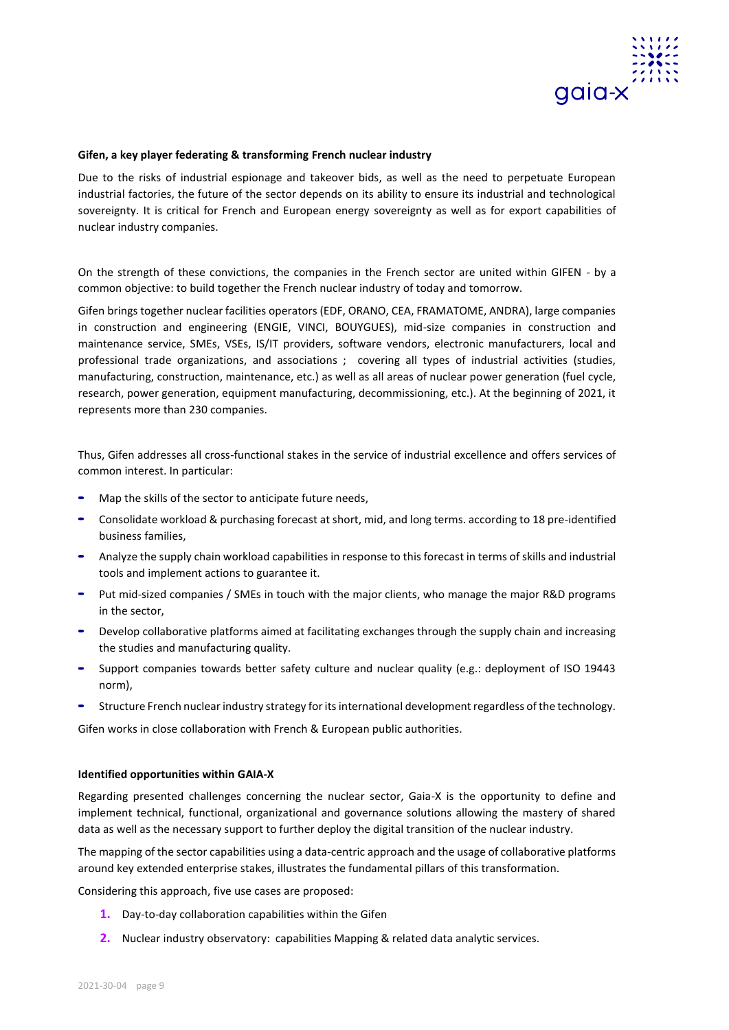**Gifen, a key player federating & transforming French nuclear industry**

Due to the risks of industrial espionage and takeover bids, as well as the need to perpetuate European industrial factories, the future of the sector depends on its ability to ensure its industrial and technological sovereignty. It is critical for French and European energy sovereignty as well as for export capabilities of nuclear industry companies.

On the strength of these convictions, the companies in the French sector are united within GIFEN - by a common objective: to build together the French nuclear industry of today and tomorrow.

Gifen brings together nuclear facilities operators (EDF, ORANO, CEA, FRAMATOME, ANDRA), large companies in construction and engineering (ENGIE, VINCI, BOUYGUES), mid-size companies in construction and maintenance service, SMEs, VSEs, IS/IT providers, software vendors, electronic manufacturers, local and professional trade organizations, and associations ; covering all types of industrial activities (studies, manufacturing, construction, maintenance, etc.) as well as all areas of nuclear power generation (fuel cycle, research, power generation, equipment manufacturing, decommissioning, etc.). At the beginning of 2021, it represents more than 230 companies.

Thus, Gifen addresses all cross-functional stakes in the service of industrial excellence and offers services of common interest. In particular:

- Map the skills of the sector to anticipate future needs,
- Consolidate workload & purchasing forecast at short, mid, and long terms. according to 18 pre-identified business families,
- Analyze the supply chain workload capabilities in response to this forecast in terms of skills and industrial tools and implement actions to guarantee it.
- Put mid-sized companies / SMEs in touch with the major clients, who manage the major R&D programs in the sector,
- Develop collaborative platforms aimed at facilitating exchanges through the supply chain and increasing the studies and manufacturing quality.
- Support companies towards better safety culture and nuclear quality (e.g.: deployment of ISO 19443 norm),
- Structure French nuclear industry strategy for its international development regardless of the technology.

Gifen works in close collaboration with French & European public authorities.

**Identified opportunities within GAIA-X**

Regarding presented challenges concerning the nuclear sector, Gaia-X is the opportunity to define and implement technical, functional, organizational and governance solutions allowing the mastery of shared data as well as the necessary support to further deploy the digital transition of the nuclear industry.

The mapping of the sector capabilities using a data-centric approach and the usage of collaborative platforms around key extended enterprise stakes, illustrates the fundamental pillars of this transformation.

Considering this approach, five use cases are proposed:

1. Day-to-day collaboration capabilities within the Gifen
2. Nuclear industry observatory: capabilities Mapping & related data analytic services.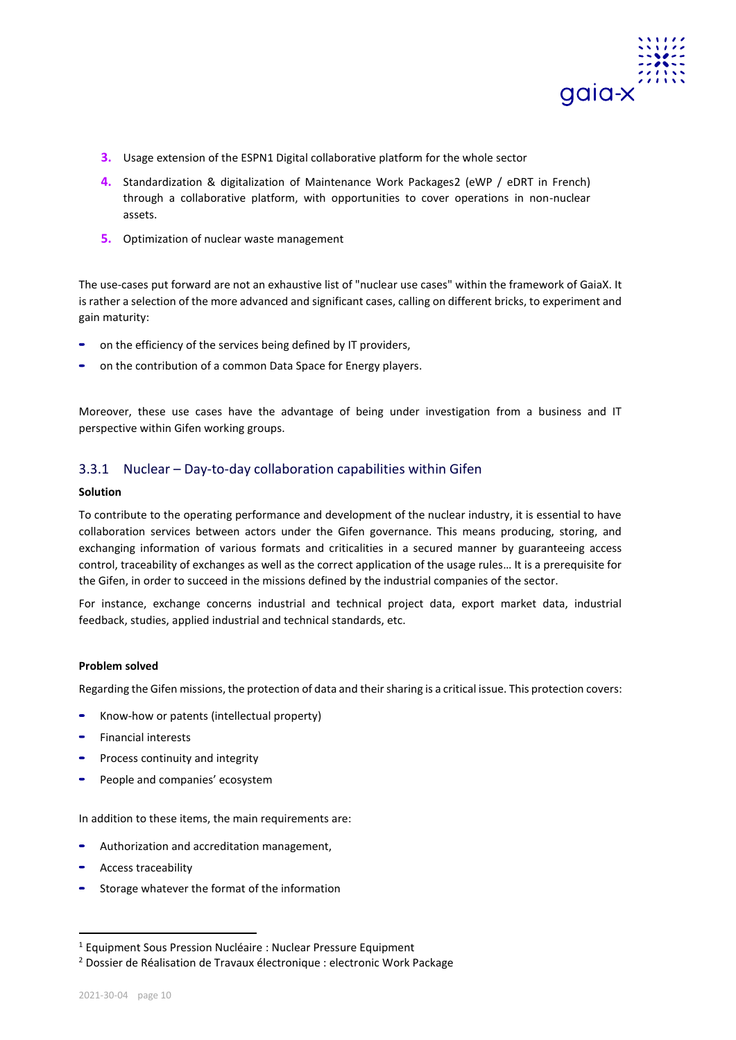3. Usage extension of the ESPN1 Digital collaborative platform for the whole sector
4. Standardization & digitalization of Maintenance Work Packages2 (eWP / eDRT in French) through a collaborative platform, with opportunities to cover operations in non-nuclear assets.
5. Optimization of nuclear waste management

The use-cases put forward are not an exhaustive list of "nuclear use cases" within the framework of GaiaX. It is rather a selection of the more advanced and significant cases, calling on different bricks, to experiment and gain maturity:

- on the efficiency of the services being defined by IT providers,
- on the contribution of a common Data Space for Energy players.

Moreover, these use cases have the advantage of being under investigation from a business and IT perspective within Gifen working groups.

### 3.3.1 Nuclear – Day-to-day collaboration capabilities within Gifen

**Solution**

To contribute to the operating performance and development of the nuclear industry, it is essential to have collaboration services between actors under the Gifen governance. This means producing, storing, and exchanging information of various formats and criticalities in a secured manner by guaranteeing access control, traceability of exchanges as well as the correct application of the usage rules… It is a prerequisite for the Gifen, in order to succeed in the missions defined by the industrial companies of the sector.

For instance, exchange concerns industrial and technical project data, export market data, industrial feedback, studies, applied industrial and technical standards, etc.

**Problem solved**

Regarding the Gifen missions, the protection of data and their sharing is a critical issue. This protection covers:

- Know-how or patents (intellectual property)
- Financial interests
- Process continuity and integrity
- People and companies' ecosystem

In addition to these items, the main requirements are:

- Authorization and accreditation management,
- Access traceability
- Storage whatever the format of the information

[1] Equipment Sous Pression Nucléaire : Nuclear Pressure Equipment

[2] Dossier de Réalisation de Travaux électronique : electronic Work Package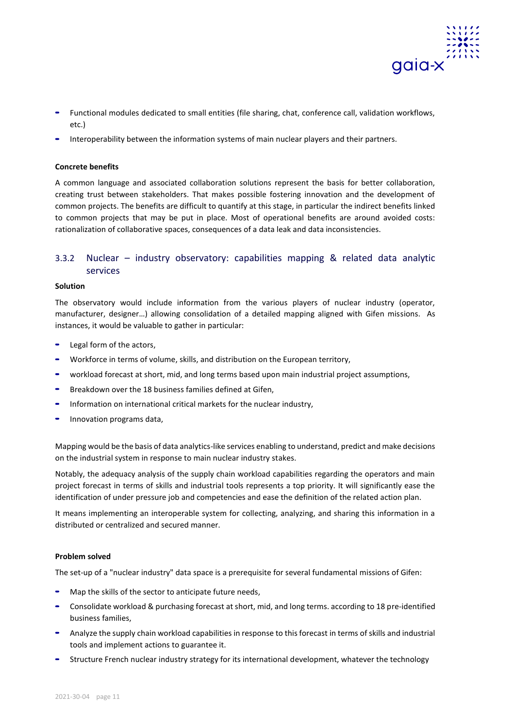- Functional modules dedicated to small entities (file sharing, chat, conference call, validation workflows, etc.)
- Interoperability between the information systems of main nuclear players and their partners.

**Concrete benefits**

A common language and associated collaboration solutions represent the basis for better collaboration, creating trust between stakeholders. That makes possible fostering innovation and the development of common projects. The benefits are difficult to quantify at this stage, in particular the indirect benefits linked to common projects that may be put in place. Most of operational benefits are around avoided costs: rationalization of collaborative spaces, consequences of a data leak and data inconsistencies.

### 3.3.2 Nuclear – industry observatory: capabilities mapping & related data analytic services

**Solution**

The observatory would include information from the various players of nuclear industry (operator, manufacturer, designer…) allowing consolidation of a detailed mapping aligned with Gifen missions. As instances, it would be valuable to gather in particular:

- Legal form of the actors,
- Workforce in terms of volume, skills, and distribution on the European territory,
- workload forecast at short, mid, and long terms based upon main industrial project assumptions,
- Breakdown over the 18 business families defined at Gifen,
- Information on international critical markets for the nuclear industry,
- Innovation programs data,

Mapping would be the basis of data analytics-like services enabling to understand, predict and make decisions on the industrial system in response to main nuclear industry stakes.

Notably, the adequacy analysis of the supply chain workload capabilities regarding the operators and main project forecast in terms of skills and industrial tools represents a top priority. It will significantly ease the identification of under pressure job and competencies and ease the definition of the related action plan.

It means implementing an interoperable system for collecting, analyzing, and sharing this information in a distributed or centralized and secured manner.

**Problem solved**

The set-up of a "nuclear industry" data space is a prerequisite for several fundamental missions of Gifen:

- Map the skills of the sector to anticipate future needs,
- Consolidate workload & purchasing forecast at short, mid, and long terms. according to 18 pre-identified business families,
- Analyze the supply chain workload capabilities in response to this forecast in terms of skills and industrial tools and implement actions to guarantee it.
- Structure French nuclear industry strategy for its international development, whatever the technology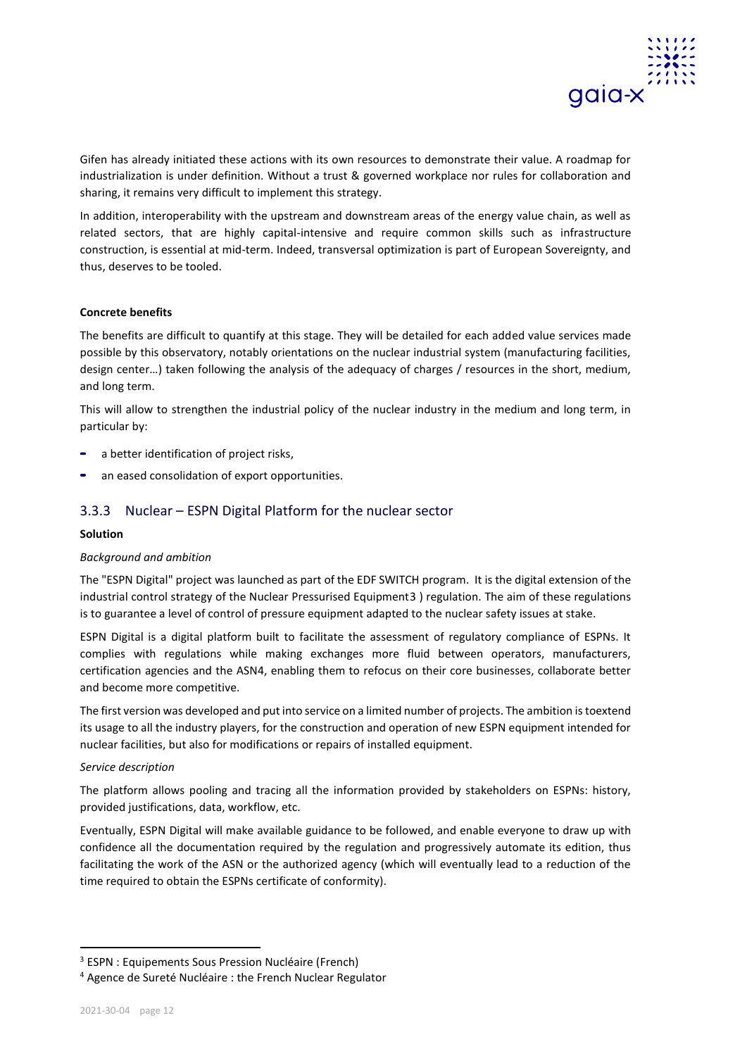Gifen has already initiated these actions with its own resources to demonstrate their value. A roadmap for industrialization is under definition. Without a trust & governed workplace nor rules for collaboration and sharing, it remains very difficult to implement this strategy.

In addition, interoperability with the upstream and downstream areas of the energy value chain, as well as related sectors, that are highly capital-intensive and require common skills such as infrastructure construction, is essential at mid-term. Indeed, transversal optimization is part of European Sovereignty, and thus, deserves to be tooled.

**Concrete benefits**

The benefits are difficult to quantify at this stage. They will be detailed for each added value services made possible by this observatory, notably orientations on the nuclear industrial system (manufacturing facilities, design center…) taken following the analysis of the adequacy of charges / resources in the short, medium, and long term.

This will allow to strengthen the industrial policy of the nuclear industry in the medium and long term, in particular by:

- a better identification of project risks,
- an eased consolidation of export opportunities.

### 3.3.3 Nuclear – ESPN Digital Platform for the nuclear sector

**Solution**

*Background and ambition*

The "ESPN Digital" project was launched as part of the EDF SWITCH program. It is the digital extension of the industrial control strategy of the Nuclear Pressurised Equipment[3] ) regulation. The aim of these regulations is to guarantee a level of control of pressure equipment adapted to the nuclear safety issues at stake.

ESPN Digital is a digital platform built to facilitate the assessment of regulatory compliance of ESPNs. It complies with regulations while making exchanges more fluid between operators, manufacturers, certification agencies and the ASN[4], enabling them to refocus on their core businesses, collaborate better and become more competitive.

The first version was developed and put into service on a limited number of projects. The ambition is toextend its usage to all the industry players, for the construction and operation of new ESPN equipment intended for nuclear facilities, but also for modifications or repairs of installed equipment.

*Service description*

The platform allows pooling and tracing all the information provided by stakeholders on ESPNs: history, provided justifications, data, workflow, etc.

Eventually, ESPN Digital will make available guidance to be followed, and enable everyone to draw up with confidence all the documentation required by the regulation and progressively automate its edition, thus facilitating the work of the ASN or the authorized agency (which will eventually lead to a reduction of the time required to obtain the ESPNs certificate of conformity).

[3] ESPN : Equipements Sous Pression Nucléaire (French)

[4] Agence de Sureté Nucléaire : the French Nuclear Regulator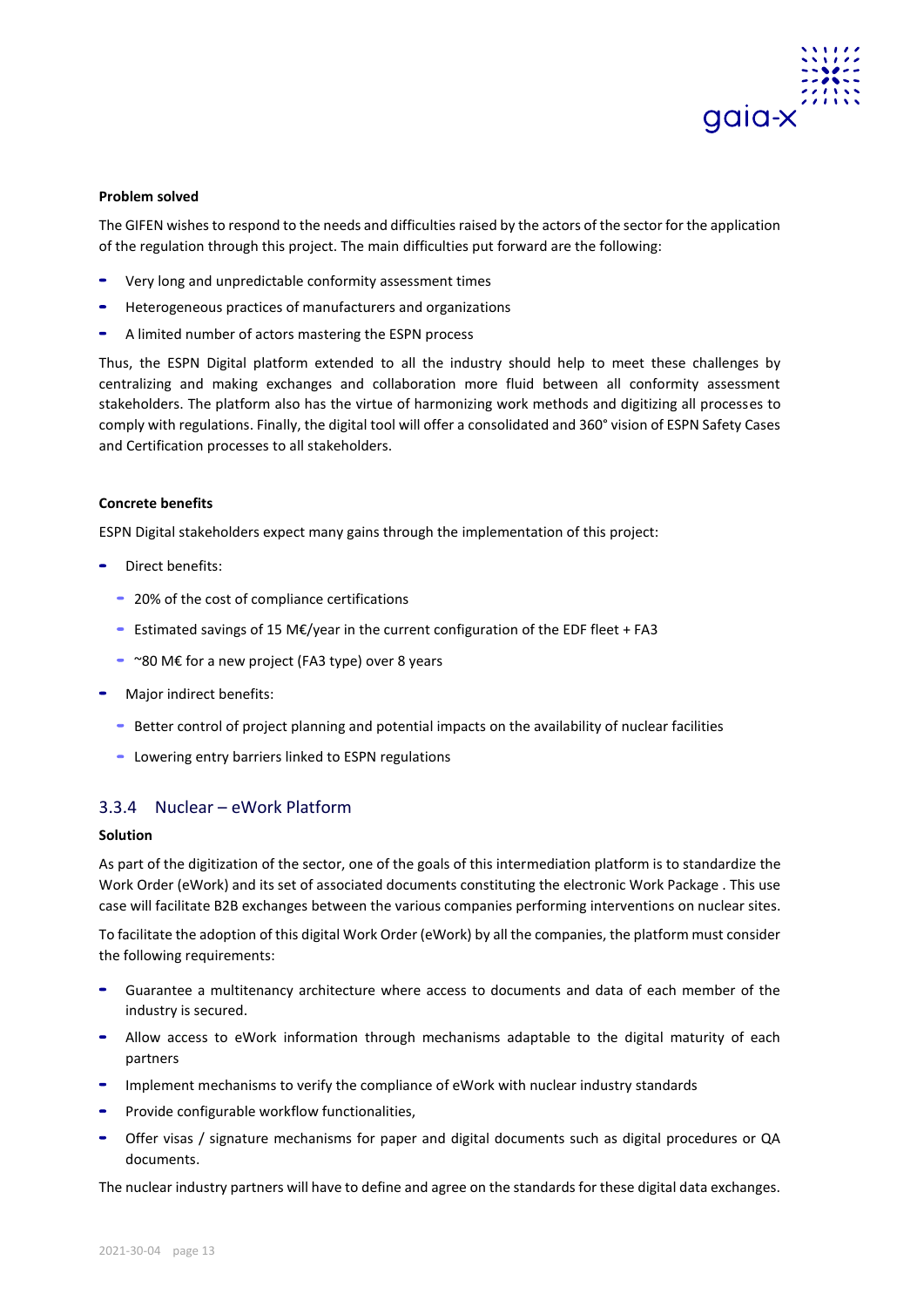**Problem solved**

The GIFEN wishes to respond to the needs and difficulties raised by the actors of the sector for the application of the regulation through this project. The main difficulties put forward are the following:

- Very long and unpredictable conformity assessment times
- Heterogeneous practices of manufacturers and organizations
- A limited number of actors mastering the ESPN process

Thus, the ESPN Digital platform extended to all the industry should help to meet these challenges by centralizing and making exchanges and collaboration more fluid between all conformity assessment stakeholders. The platform also has the virtue of harmonizing work methods and digitizing all processes to comply with regulations. Finally, the digital tool will offer a consolidated and 360° vision of ESPN Safety Cases and Certification processes to all stakeholders.

**Concrete benefits**

ESPN Digital stakeholders expect many gains through the implementation of this project:

- Direct benefits:
  - 20% of the cost of compliance certifications
  - Estimated savings of 15 M€/year in the current configuration of the EDF fleet + FA3
  - ~80 M€ for a new project (FA3 type) over 8 years
- Major indirect benefits:
  - Better control of project planning and potential impacts on the availability of nuclear facilities
  - Lowering entry barriers linked to ESPN regulations

### 3.3.4 Nuclear – eWork Platform

**Solution**

As part of the digitization of the sector, one of the goals of this intermediation platform is to standardize the Work Order (eWork) and its set of associated documents constituting the electronic Work Package . This use case will facilitate B2B exchanges between the various companies performing interventions on nuclear sites.

To facilitate the adoption of this digital Work Order (eWork) by all the companies, the platform must consider the following requirements:

- Guarantee a multitenancy architecture where access to documents and data of each member of the industry is secured.
- Allow access to eWork information through mechanisms adaptable to the digital maturity of each partners
- Implement mechanisms to verify the compliance of eWork with nuclear industry standards
- Provide configurable workflow functionalities,
- Offer visas / signature mechanisms for paper and digital documents such as digital procedures or QA documents.

The nuclear industry partners will have to define and agree on the standards for these digital data exchanges.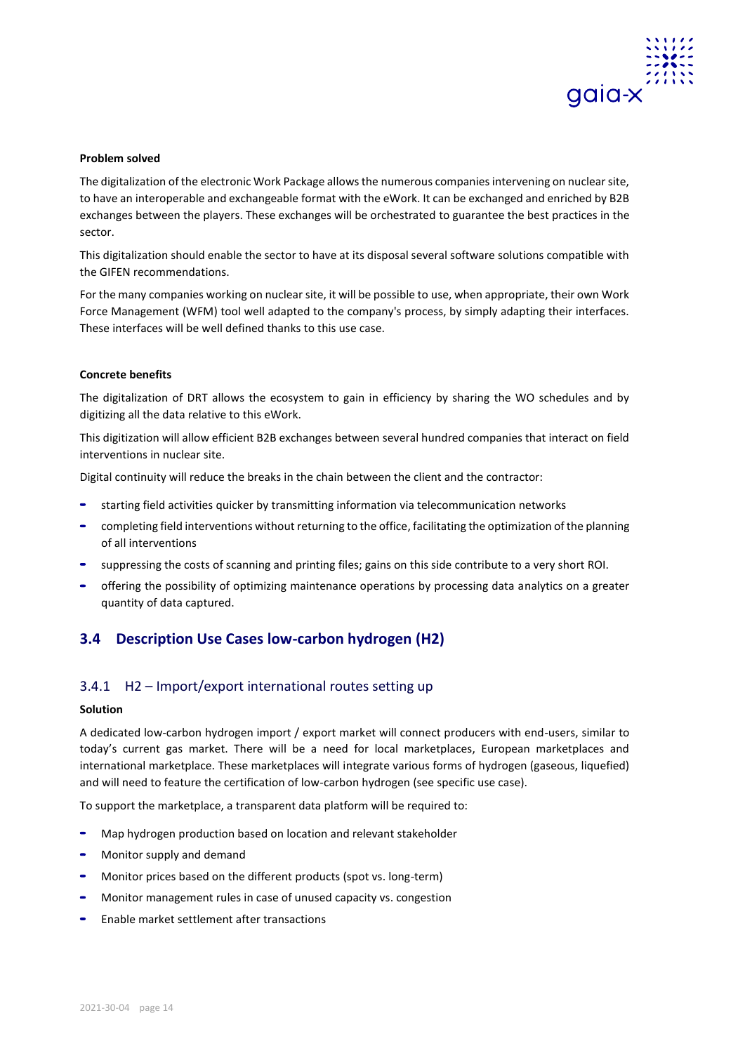**Problem solved**

The digitalization of the electronic Work Package allows the numerous companies intervening on nuclear site, to have an interoperable and exchangeable format with the eWork. It can be exchanged and enriched by B2B exchanges between the players. These exchanges will be orchestrated to guarantee the best practices in the sector.

This digitalization should enable the sector to have at its disposal several software solutions compatible with the GIFEN recommendations.

For the many companies working on nuclear site, it will be possible to use, when appropriate, their own Work Force Management (WFM) tool well adapted to the company's process, by simply adapting their interfaces. These interfaces will be well defined thanks to this use case.

**Concrete benefits**

The digitalization of DRT allows the ecosystem to gain in efficiency by sharing the WO schedules and by digitizing all the data relative to this eWork.

This digitization will allow efficient B2B exchanges between several hundred companies that interact on field interventions in nuclear site.

Digital continuity will reduce the breaks in the chain between the client and the contractor:

- starting field activities quicker by transmitting information via telecommunication networks
- completing field interventions without returning to the office, facilitating the optimization of the planning of all interventions
- suppressing the costs of scanning and printing files; gains on this side contribute to a very short ROI.
- offering the possibility of optimizing maintenance operations by processing data analytics on a greater quantity of data captured.

## 3.4 Description Use Cases low-carbon hydrogen (H2)

### 3.4.1 H2 – Import/export international routes setting up

**Solution**

A dedicated low-carbon hydrogen import / export market will connect producers with end-users, similar to today's current gas market. There will be a need for local marketplaces, European marketplaces and international marketplace. These marketplaces will integrate various forms of hydrogen (gaseous, liquefied) and will need to feature the certification of low-carbon hydrogen (see specific use case).

To support the marketplace, a transparent data platform will be required to:

- Map hydrogen production based on location and relevant stakeholder
- Monitor supply and demand
- Monitor prices based on the different products (spot vs. long-term)
- Monitor management rules in case of unused capacity vs. congestion
- Enable market settlement after transactions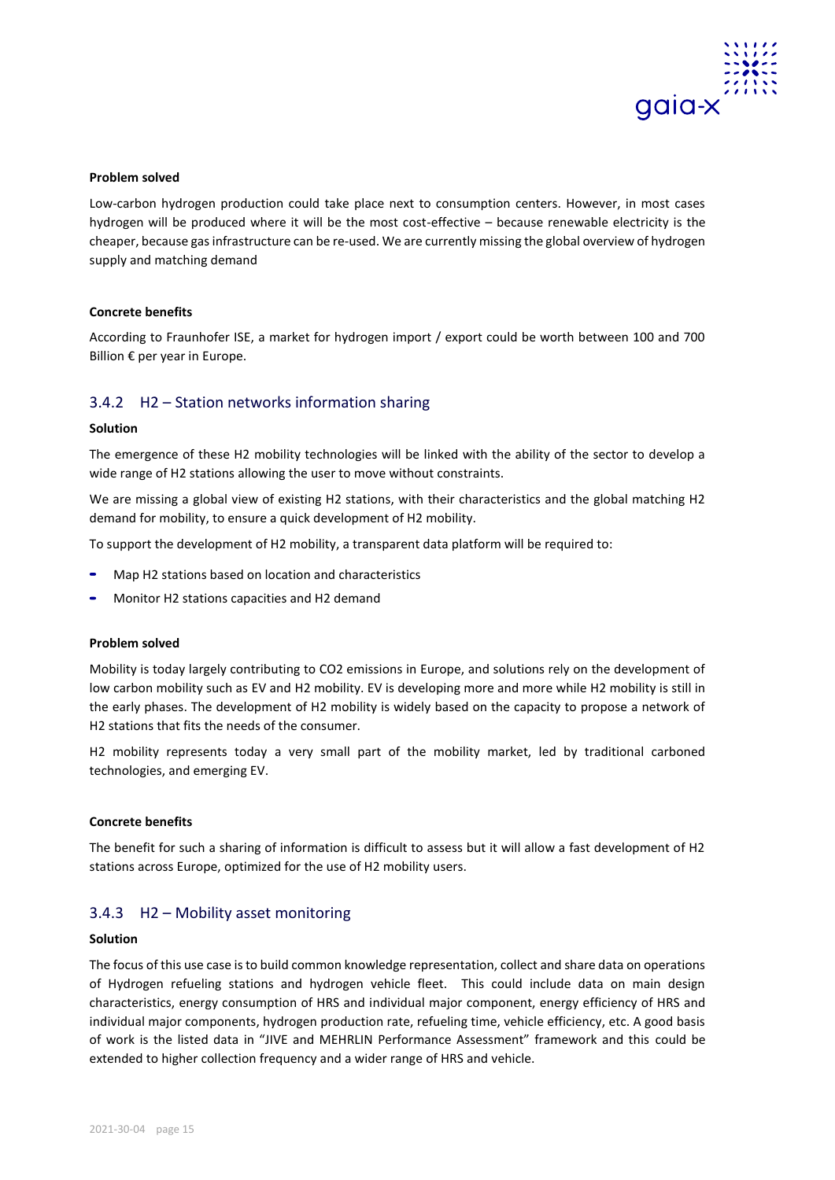**Problem solved**

Low-carbon hydrogen production could take place next to consumption centers. However, in most cases hydrogen will be produced where it will be the most cost-effective – because renewable electricity is the cheaper, because gas infrastructure can be re-used. We are currently missing the global overview of hydrogen supply and matching demand

**Concrete benefits**

According to Fraunhofer ISE, a market for hydrogen import / export could be worth between 100 and 700 Billion € per year in Europe.

### 3.4.2 H2 – Station networks information sharing

**Solution**

The emergence of these H2 mobility technologies will be linked with the ability of the sector to develop a wide range of H2 stations allowing the user to move without constraints.

We are missing a global view of existing H2 stations, with their characteristics and the global matching H2 demand for mobility, to ensure a quick development of H2 mobility.

To support the development of H2 mobility, a transparent data platform will be required to:

- Map H2 stations based on location and characteristics
- Monitor H2 stations capacities and H2 demand

**Problem solved**

Mobility is today largely contributing to CO2 emissions in Europe, and solutions rely on the development of low carbon mobility such as EV and H2 mobility. EV is developing more and more while H2 mobility is still in the early phases. The development of H2 mobility is widely based on the capacity to propose a network of H2 stations that fits the needs of the consumer.

H2 mobility represents today a very small part of the mobility market, led by traditional carboned technologies, and emerging EV.

**Concrete benefits**

The benefit for such a sharing of information is difficult to assess but it will allow a fast development of H2 stations across Europe, optimized for the use of H2 mobility users.

### 3.4.3 H2 – Mobility asset monitoring

**Solution**

The focus of this use case is to build common knowledge representation, collect and share data on operations of Hydrogen refueling stations and hydrogen vehicle fleet. This could include data on main design characteristics, energy consumption of HRS and individual major component, energy efficiency of HRS and individual major components, hydrogen production rate, refueling time, vehicle efficiency, etc. A good basis of work is the listed data in "JIVE and MEHRLIN Performance Assessment" framework and this could be extended to higher collection frequency and a wider range of HRS and vehicle.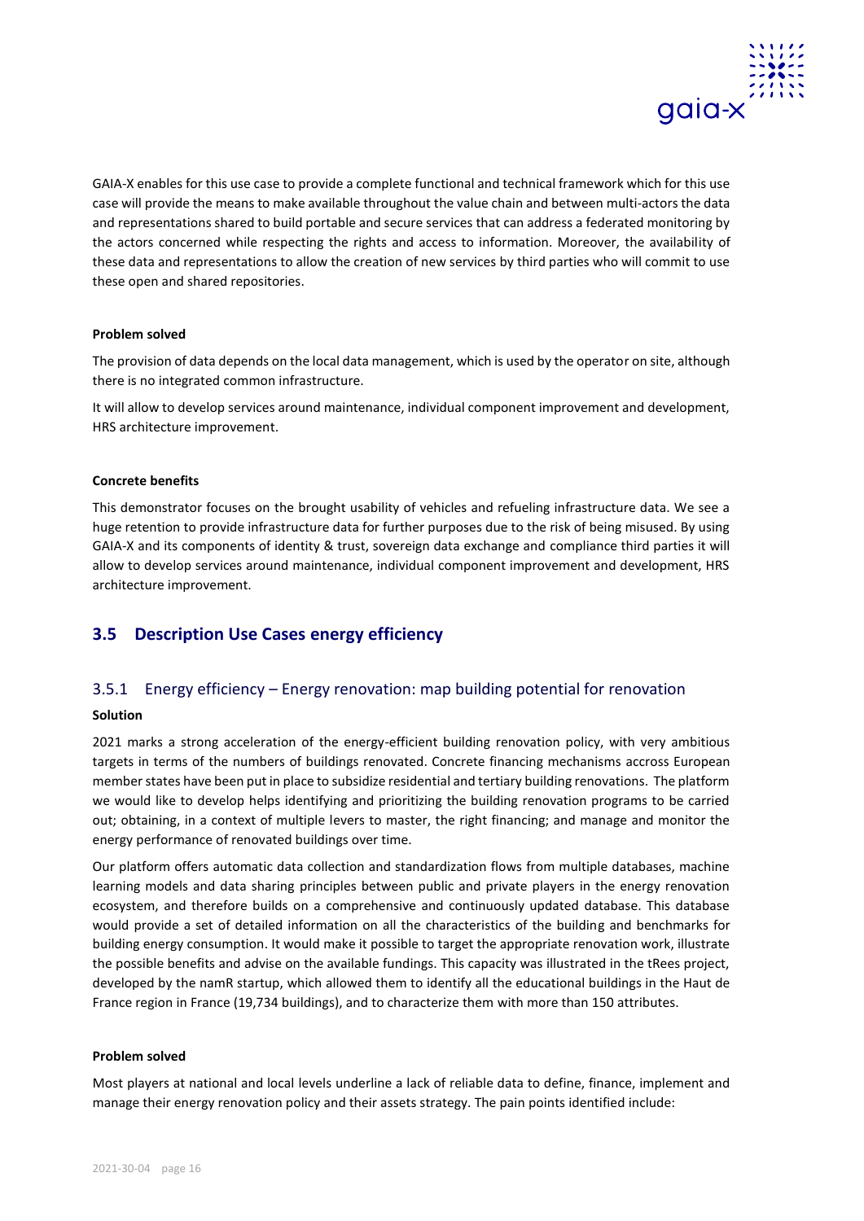GAIA-X enables for this use case to provide a complete functional and technical framework which for this use case will provide the means to make available throughout the value chain and between multi-actors the data and representations shared to build portable and secure services that can address a federated monitoring by the actors concerned while respecting the rights and access to information. Moreover, the availability of these data and representations to allow the creation of new services by third parties who will commit to use these open and shared repositories.

**Problem solved**

The provision of data depends on the local data management, which is used by the operator on site, although there is no integrated common infrastructure.

It will allow to develop services around maintenance, individual component improvement and development, HRS architecture improvement.

**Concrete benefits**

This demonstrator focuses on the brought usability of vehicles and refueling infrastructure data. We see a huge retention to provide infrastructure data for further purposes due to the risk of being misused. By using GAIA-X and its components of identity & trust, sovereign data exchange and compliance third parties it will allow to develop services around maintenance, individual component improvement and development, HRS architecture improvement.

## 3.5 Description Use Cases energy efficiency

### 3.5.1 Energy efficiency – Energy renovation: map building potential for renovation

**Solution**

2021 marks a strong acceleration of the energy-efficient building renovation policy, with very ambitious targets in terms of the numbers of buildings renovated. Concrete financing mechanisms accross European member states have been put in place to subsidize residential and tertiary building renovations. The platform we would like to develop helps identifying and prioritizing the building renovation programs to be carried out; obtaining, in a context of multiple levers to master, the right financing; and manage and monitor the energy performance of renovated buildings over time.

Our platform offers automatic data collection and standardization flows from multiple databases, machine learning models and data sharing principles between public and private players in the energy renovation ecosystem, and therefore builds on a comprehensive and continuously updated database. This database would provide a set of detailed information on all the characteristics of the building and benchmarks for building energy consumption. It would make it possible to target the appropriate renovation work, illustrate the possible benefits and advise on the available fundings. This capacity was illustrated in the tRees project, developed by the namR startup, which allowed them to identify all the educational buildings in the Haut de France region in France (19,734 buildings), and to characterize them with more than 150 attributes.

**Problem solved**

Most players at national and local levels underline a lack of reliable data to define, finance, implement and manage their energy renovation policy and their assets strategy. The pain points identified include: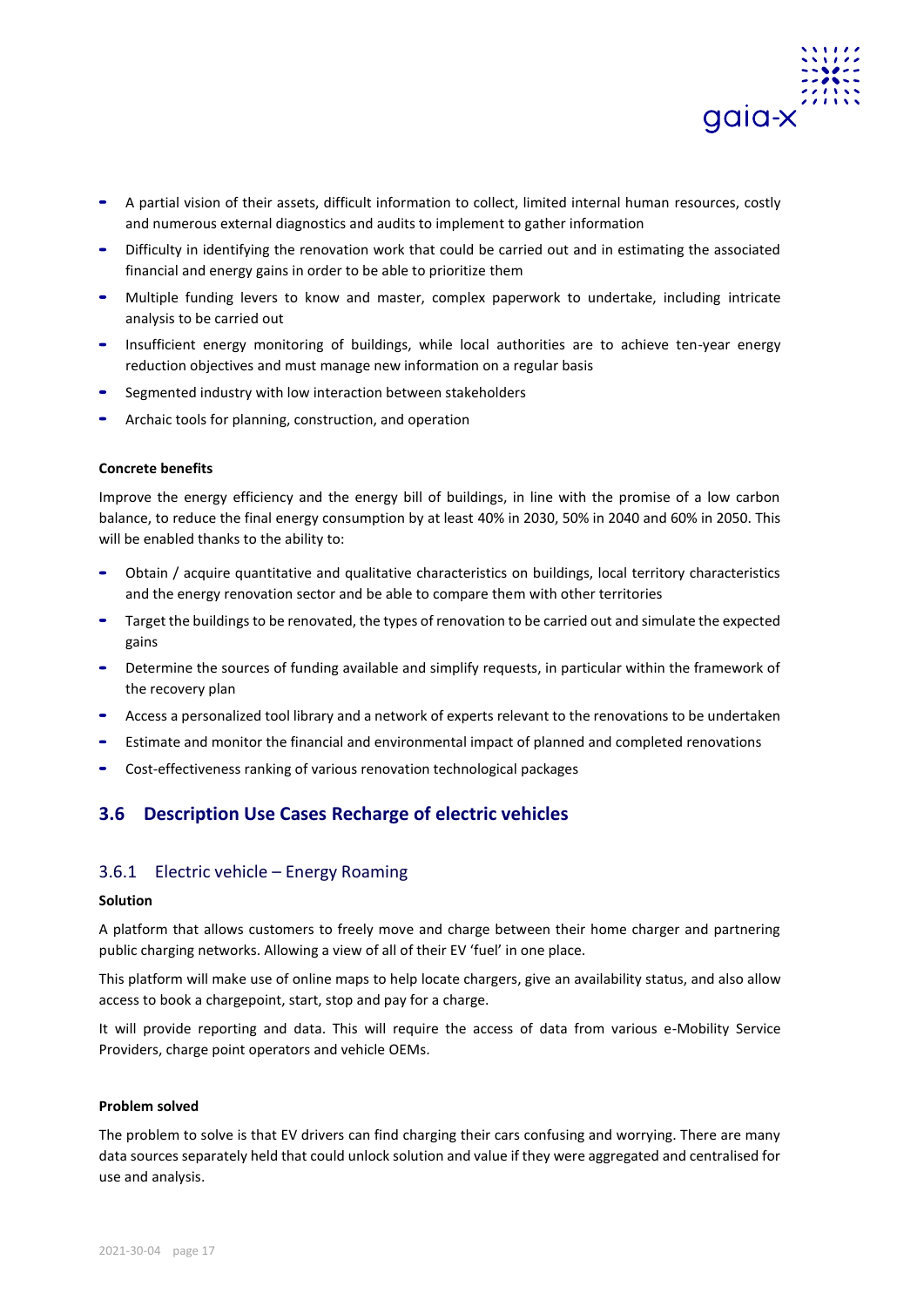- A partial vision of their assets, difficult information to collect, limited internal human resources, costly and numerous external diagnostics and audits to implement to gather information
- Difficulty in identifying the renovation work that could be carried out and in estimating the associated financial and energy gains in order to be able to prioritize them
- Multiple funding levers to know and master, complex paperwork to undertake, including intricate analysis to be carried out
- Insufficient energy monitoring of buildings, while local authorities are to achieve ten-year energy reduction objectives and must manage new information on a regular basis
- Segmented industry with low interaction between stakeholders
- Archaic tools for planning, construction, and operation

**Concrete benefits**

Improve the energy efficiency and the energy bill of buildings, in line with the promise of a low carbon balance, to reduce the final energy consumption by at least 40% in 2030, 50% in 2040 and 60% in 2050. This will be enabled thanks to the ability to:

- Obtain / acquire quantitative and qualitative characteristics on buildings, local territory characteristics and the energy renovation sector and be able to compare them with other territories
- Target the buildings to be renovated, the types of renovation to be carried out and simulate the expected gains
- Determine the sources of funding available and simplify requests, in particular within the framework of the recovery plan
- Access a personalized tool library and a network of experts relevant to the renovations to be undertaken
- Estimate and monitor the financial and environmental impact of planned and completed renovations
- Cost-effectiveness ranking of various renovation technological packages

## 3.6 Description Use Cases Recharge of electric vehicles

### 3.6.1 Electric vehicle – Energy Roaming

**Solution**

A platform that allows customers to freely move and charge between their home charger and partnering public charging networks. Allowing a view of all of their EV 'fuel' in one place.

This platform will make use of online maps to help locate chargers, give an availability status, and also allow access to book a chargepoint, start, stop and pay for a charge.

It will provide reporting and data. This will require the access of data from various e-Mobility Service Providers, charge point operators and vehicle OEMs.

**Problem solved**

The problem to solve is that EV drivers can find charging their cars confusing and worrying. There are many data sources separately held that could unlock solution and value if they were aggregated and centralised for use and analysis.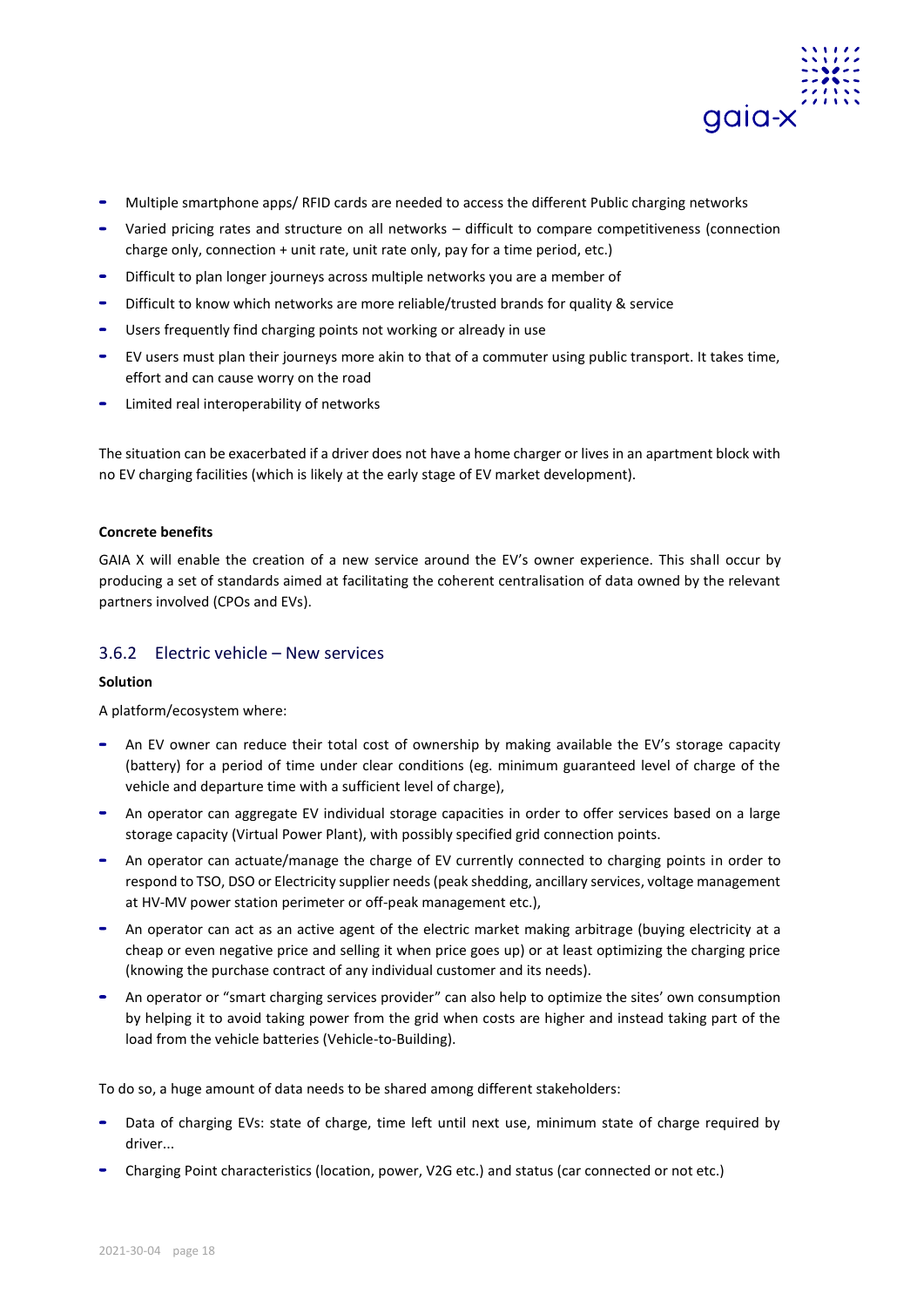- Multiple smartphone apps/ RFID cards are needed to access the different Public charging networks
- Varied pricing rates and structure on all networks – difficult to compare competitiveness (connection charge only, connection + unit rate, unit rate only, pay for a time period, etc.)
- Difficult to plan longer journeys across multiple networks you are a member of
- Difficult to know which networks are more reliable/trusted brands for quality & service
- Users frequently find charging points not working or already in use
- EV users must plan their journeys more akin to that of a commuter using public transport. It takes time, effort and can cause worry on the road
- Limited real interoperability of networks

The situation can be exacerbated if a driver does not have a home charger or lives in an apartment block with no EV charging facilities (which is likely at the early stage of EV market development).

**Concrete benefits**

GAIA X will enable the creation of a new service around the EV's owner experience. This shall occur by producing a set of standards aimed at facilitating the coherent centralisation of data owned by the relevant partners involved (CPOs and EVs).

### 3.6.2 Electric vehicle – New services

**Solution**

A platform/ecosystem where:

- An EV owner can reduce their total cost of ownership by making available the EV's storage capacity (battery) for a period of time under clear conditions (eg. minimum guaranteed level of charge of the vehicle and departure time with a sufficient level of charge),
- An operator can aggregate EV individual storage capacities in order to offer services based on a large storage capacity (Virtual Power Plant), with possibly specified grid connection points.
- An operator can actuate/manage the charge of EV currently connected to charging points in order to respond to TSO, DSO or Electricity supplier needs (peak shedding, ancillary services, voltage management at HV-MV power station perimeter or off-peak management etc.),
- An operator can act as an active agent of the electric market making arbitrage (buying electricity at a cheap or even negative price and selling it when price goes up) or at least optimizing the charging price (knowing the purchase contract of any individual customer and its needs).
- An operator or "smart charging services provider" can also help to optimize the sites' own consumption by helping it to avoid taking power from the grid when costs are higher and instead taking part of the load from the vehicle batteries (Vehicle-to-Building).

To do so, a huge amount of data needs to be shared among different stakeholders:

- Data of charging EVs: state of charge, time left until next use, minimum state of charge required by driver...
- Charging Point characteristics (location, power, V2G etc.) and status (car connected or not etc.)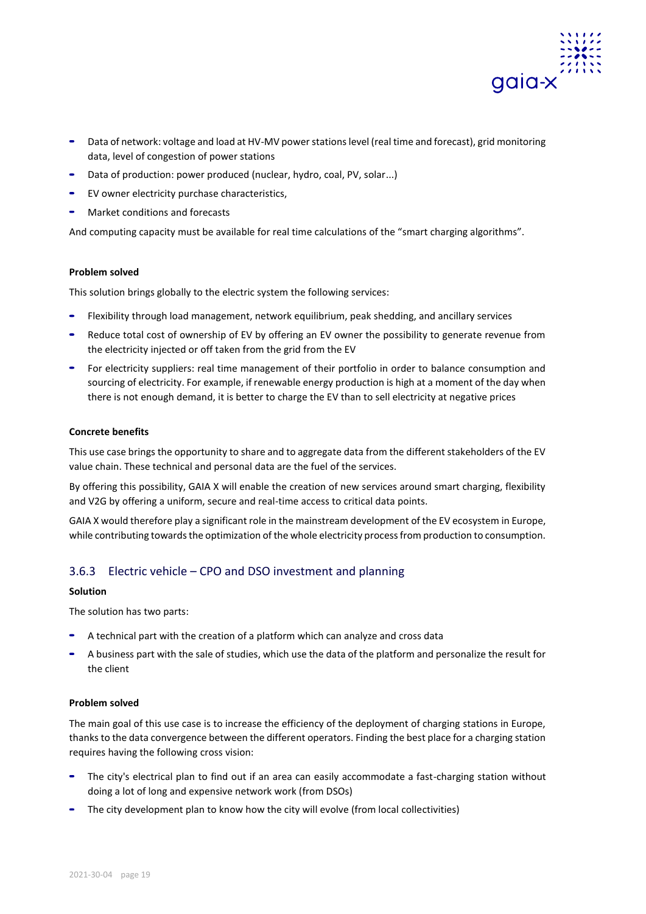- Data of network: voltage and load at HV-MV power stations level (real time and forecast), grid monitoring data, level of congestion of power stations
- Data of production: power produced (nuclear, hydro, coal, PV, solar...)
- EV owner electricity purchase characteristics,
- Market conditions and forecasts

And computing capacity must be available for real time calculations of the "smart charging algorithms".

**Problem solved**

This solution brings globally to the electric system the following services:

- Flexibility through load management, network equilibrium, peak shedding, and ancillary services
- Reduce total cost of ownership of EV by offering an EV owner the possibility to generate revenue from the electricity injected or off taken from the grid from the EV
- For electricity suppliers: real time management of their portfolio in order to balance consumption and sourcing of electricity. For example, if renewable energy production is high at a moment of the day when there is not enough demand, it is better to charge the EV than to sell electricity at negative prices

**Concrete benefits**

This use case brings the opportunity to share and to aggregate data from the different stakeholders of the EV value chain. These technical and personal data are the fuel of the services.

By offering this possibility, GAIA X will enable the creation of new services around smart charging, flexibility and V2G by offering a uniform, secure and real-time access to critical data points.

GAIA X would therefore play a significant role in the mainstream development of the EV ecosystem in Europe, while contributing towards the optimization of the whole electricity process from production to consumption.

### 3.6.3 Electric vehicle – CPO and DSO investment and planning

**Solution**

The solution has two parts:

- A technical part with the creation of a platform which can analyze and cross data
- A business part with the sale of studies, which use the data of the platform and personalize the result for the client

**Problem solved**

The main goal of this use case is to increase the efficiency of the deployment of charging stations in Europe, thanks to the data convergence between the different operators. Finding the best place for a charging station requires having the following cross vision:

- The city's electrical plan to find out if an area can easily accommodate a fast-charging station without doing a lot of long and expensive network work (from DSOs)
- The city development plan to know how the city will evolve (from local collectivities)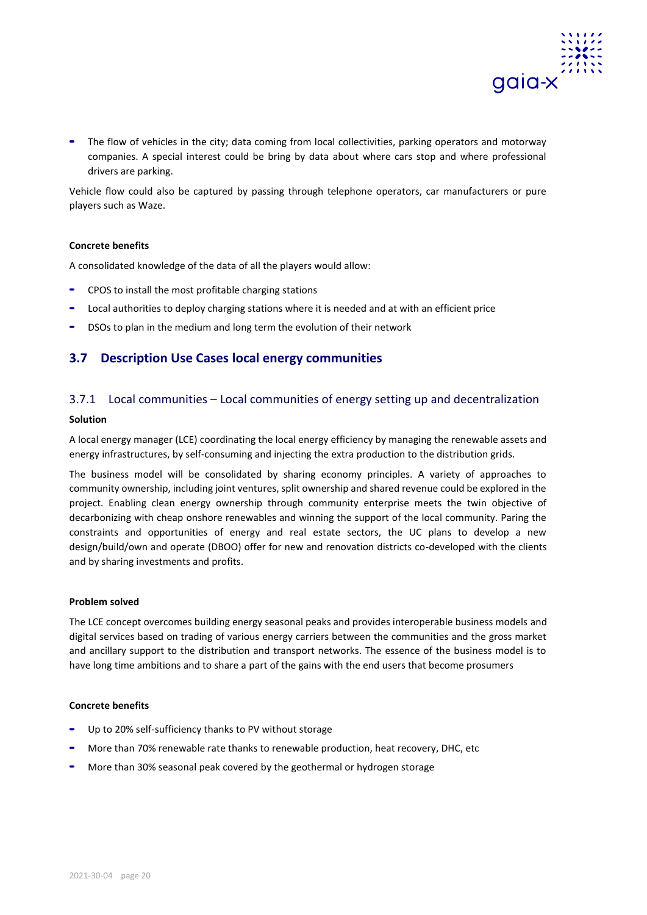- The flow of vehicles in the city; data coming from local collectivities, parking operators and motorway companies. A special interest could be bring by data about where cars stop and where professional drivers are parking.

Vehicle flow could also be captured by passing through telephone operators, car manufacturers or pure players such as Waze.

**Concrete benefits**

A consolidated knowledge of the data of all the players would allow:

- CPOS to install the most profitable charging stations
- Local authorities to deploy charging stations where it is needed and at with an efficient price
- DSOs to plan in the medium and long term the evolution of their network

## 3.7 Description Use Cases local energy communities

### 3.7.1 Local communities – Local communities of energy setting up and decentralization

**Solution**

A local energy manager (LCE) coordinating the local energy efficiency by managing the renewable assets and energy infrastructures, by self-consuming and injecting the extra production to the distribution grids.

The business model will be consolidated by sharing economy principles. A variety of approaches to community ownership, including joint ventures, split ownership and shared revenue could be explored in the project. Enabling clean energy ownership through community enterprise meets the twin objective of decarbonizing with cheap onshore renewables and winning the support of the local community. Paring the constraints and opportunities of energy and real estate sectors, the UC plans to develop a new design/build/own and operate (DBOO) offer for new and renovation districts co-developed with the clients and by sharing investments and profits.

**Problem solved**

The LCE concept overcomes building energy seasonal peaks and provides interoperable business models and digital services based on trading of various energy carriers between the communities and the gross market and ancillary support to the distribution and transport networks. The essence of the business model is to have long time ambitions and to share a part of the gains with the end users that become prosumers

**Concrete benefits**

- Up to 20% self-sufficiency thanks to PV without storage
- More than 70% renewable rate thanks to renewable production, heat recovery, DHC, etc
- More than 30% seasonal peak covered by the geothermal or hydrogen storage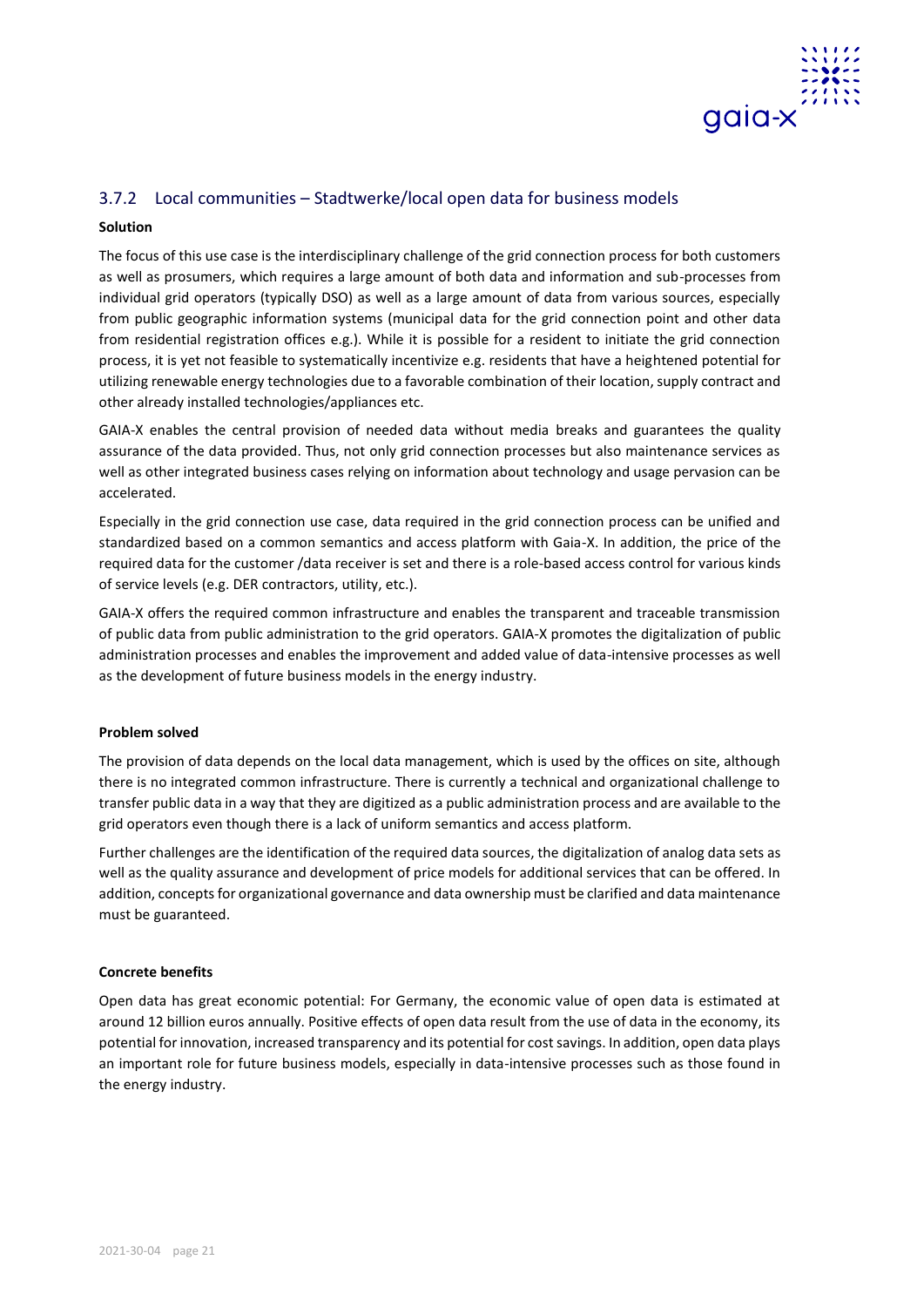### 3.7.2 Local communities – Stadtwerke/local open data for business models

**Solution**

The focus of this use case is the interdisciplinary challenge of the grid connection process for both customers as well as prosumers, which requires a large amount of both data and information and sub-processes from individual grid operators (typically DSO) as well as a large amount of data from various sources, especially from public geographic information systems (municipal data for the grid connection point and other data from residential registration offices e.g.). While it is possible for a resident to initiate the grid connection process, it is yet not feasible to systematically incentivize e.g. residents that have a heightened potential for utilizing renewable energy technologies due to a favorable combination of their location, supply contract and other already installed technologies/appliances etc.

GAIA-X enables the central provision of needed data without media breaks and guarantees the quality assurance of the data provided. Thus, not only grid connection processes but also maintenance services as well as other integrated business cases relying on information about technology and usage pervasion can be accelerated.

Especially in the grid connection use case, data required in the grid connection process can be unified and standardized based on a common semantics and access platform with Gaia-X. In addition, the price of the required data for the customer /data receiver is set and there is a role-based access control for various kinds of service levels (e.g. DER contractors, utility, etc.).

GAIA-X offers the required common infrastructure and enables the transparent and traceable transmission of public data from public administration to the grid operators. GAIA-X promotes the digitalization of public administration processes and enables the improvement and added value of data-intensive processes as well as the development of future business models in the energy industry.

**Problem solved**

The provision of data depends on the local data management, which is used by the offices on site, although there is no integrated common infrastructure. There is currently a technical and organizational challenge to transfer public data in a way that they are digitized as a public administration process and are available to the grid operators even though there is a lack of uniform semantics and access platform.

Further challenges are the identification of the required data sources, the digitalization of analog data sets as well as the quality assurance and development of price models for additional services that can be offered. In addition, concepts for organizational governance and data ownership must be clarified and data maintenance must be guaranteed.

**Concrete benefits**

Open data has great economic potential: For Germany, the economic value of open data is estimated at around 12 billion euros annually. Positive effects of open data result from the use of data in the economy, its potential for innovation, increased transparency and its potential for cost savings. In addition, open data plays an important role for future business models, especially in data-intensive processes such as those found in the energy industry.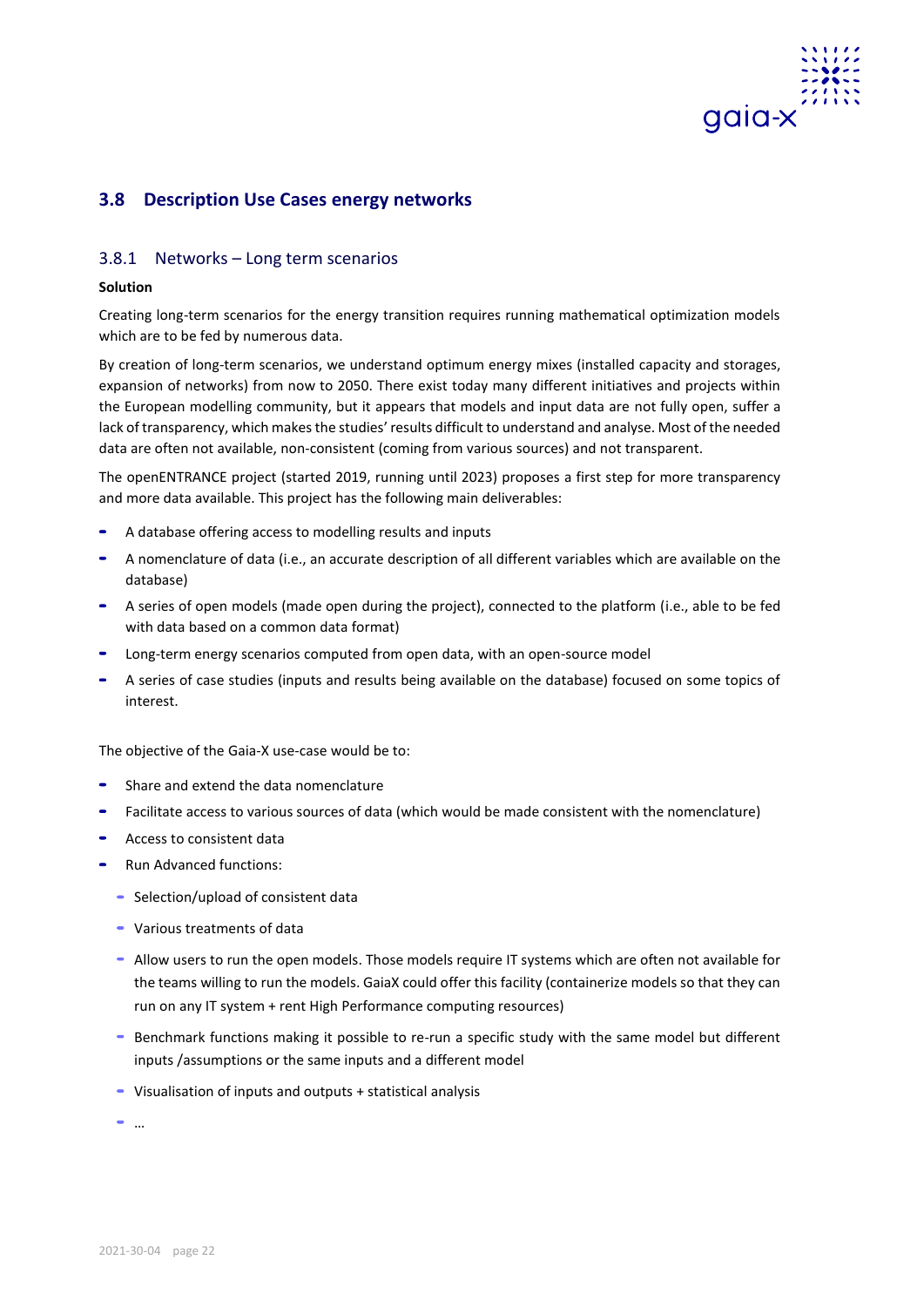## 3.8 Description Use Cases energy networks

### 3.8.1 Networks – Long term scenarios

**Solution**

Creating long-term scenarios for the energy transition requires running mathematical optimization models which are to be fed by numerous data.

By creation of long-term scenarios, we understand optimum energy mixes (installed capacity and storages, expansion of networks) from now to 2050. There exist today many different initiatives and projects within the European modelling community, but it appears that models and input data are not fully open, suffer a lack of transparency, which makes the studies' results difficult to understand and analyse. Most of the needed data are often not available, non-consistent (coming from various sources) and not transparent.

The openENTRANCE project (started 2019, running until 2023) proposes a first step for more transparency and more data available. This project has the following main deliverables:

- A database offering access to modelling results and inputs
- A nomenclature of data (i.e., an accurate description of all different variables which are available on the database)
- A series of open models (made open during the project), connected to the platform (i.e., able to be fed with data based on a common data format)
- Long-term energy scenarios computed from open data, with an open-source model
- A series of case studies (inputs and results being available on the database) focused on some topics of interest.

The objective of the Gaia-X use-case would be to:

- Share and extend the data nomenclature
- Facilitate access to various sources of data (which would be made consistent with the nomenclature)
- Access to consistent data
- Run Advanced functions:
  - Selection/upload of consistent data
  - Various treatments of data
  - Allow users to run the open models. Those models require IT systems which are often not available for the teams willing to run the models. GaiaX could offer this facility (containerize models so that they can run on any IT system + rent High Performance computing resources)
  - Benchmark functions making it possible to re-run a specific study with the same model but different inputs /assumptions or the same inputs and a different model
  - Visualisation of inputs and outputs + statistical analysis
  - …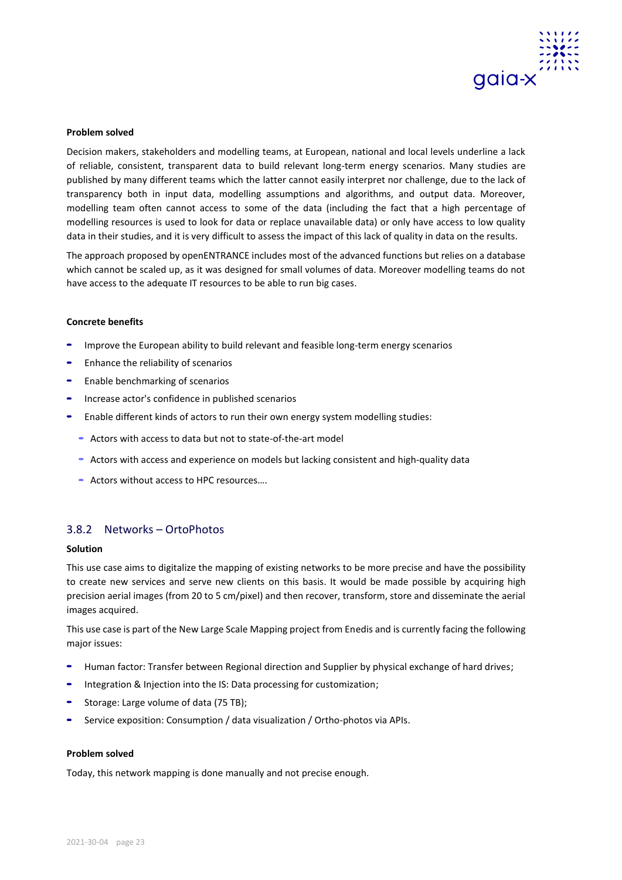**Problem solved**

Decision makers, stakeholders and modelling teams, at European, national and local levels underline a lack of reliable, consistent, transparent data to build relevant long-term energy scenarios. Many studies are published by many different teams which the latter cannot easily interpret nor challenge, due to the lack of transparency both in input data, modelling assumptions and algorithms, and output data. Moreover, modelling team often cannot access to some of the data (including the fact that a high percentage of modelling resources is used to look for data or replace unavailable data) or only have access to low quality data in their studies, and it is very difficult to assess the impact of this lack of quality in data on the results.

The approach proposed by openENTRANCE includes most of the advanced functions but relies on a database which cannot be scaled up, as it was designed for small volumes of data. Moreover modelling teams do not have access to the adequate IT resources to be able to run big cases.

**Concrete benefits**

- Improve the European ability to build relevant and feasible long-term energy scenarios
- Enhance the reliability of scenarios
- Enable benchmarking of scenarios
- Increase actor's confidence in published scenarios
- Enable different kinds of actors to run their own energy system modelling studies:
  - Actors with access to data but not to state-of-the-art model
  - Actors with access and experience on models but lacking consistent and high-quality data
  - Actors without access to HPC resources….

### 3.8.2 Networks – OrtoPhotos

**Solution**

This use case aims to digitalize the mapping of existing networks to be more precise and have the possibility to create new services and serve new clients on this basis. It would be made possible by acquiring high precision aerial images (from 20 to 5 cm/pixel) and then recover, transform, store and disseminate the aerial images acquired.

This use case is part of the New Large Scale Mapping project from Enedis and is currently facing the following major issues:

- Human factor: Transfer between Regional direction and Supplier by physical exchange of hard drives;
- Integration & Injection into the IS: Data processing for customization;
- Storage: Large volume of data (75 TB);
- Service exposition: Consumption / data visualization / Ortho-photos via APIs.

**Problem solved**

Today, this network mapping is done manually and not precise enough.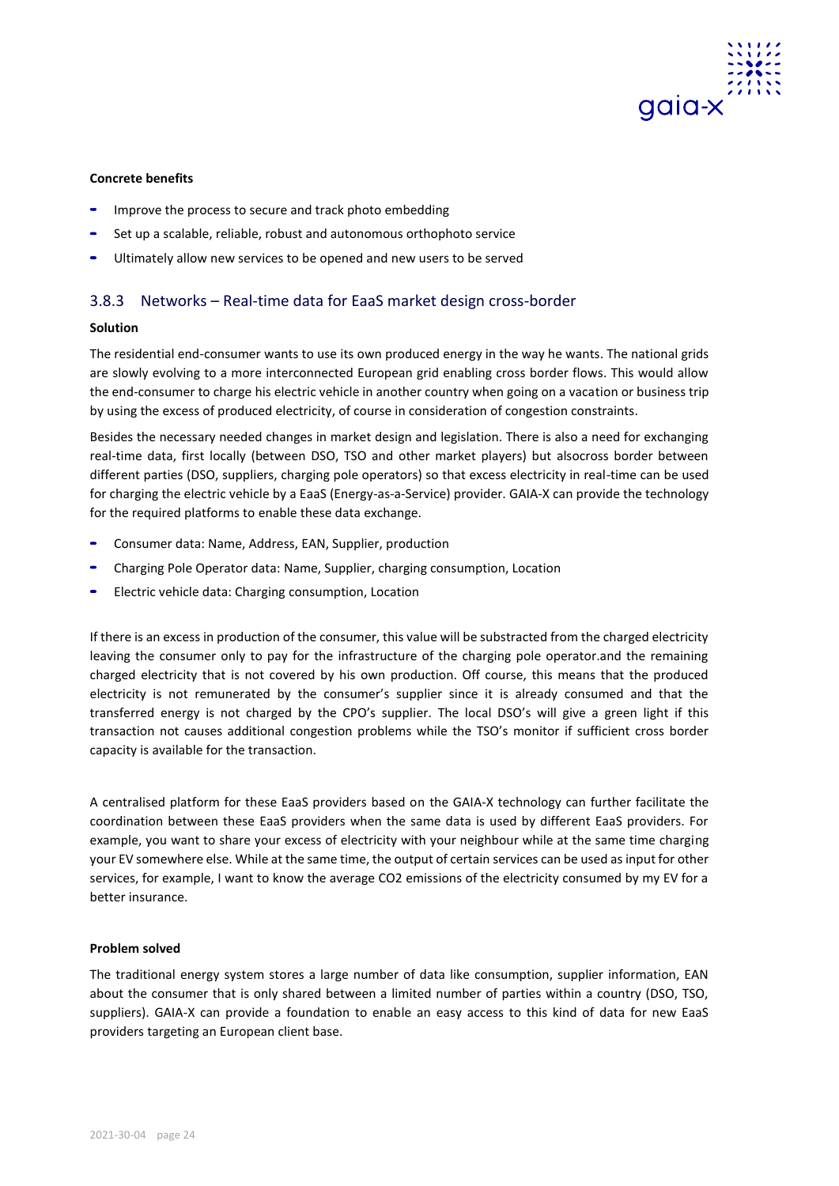**Concrete benefits**

- Improve the process to secure and track photo embedding
- Set up a scalable, reliable, robust and autonomous orthophoto service
- Ultimately allow new services to be opened and new users to be served

### 3.8.3 Networks – Real-time data for EaaS market design cross-border

**Solution**

The residential end-consumer wants to use its own produced energy in the way he wants. The national grids are slowly evolving to a more interconnected European grid enabling cross border flows. This would allow the end-consumer to charge his electric vehicle in another country when going on a vacation or business trip by using the excess of produced electricity, of course in consideration of congestion constraints.

Besides the necessary needed changes in market design and legislation. There is also a need for exchanging real-time data, first locally (between DSO, TSO and other market players) but alsocross border between different parties (DSO, suppliers, charging pole operators) so that excess electricity in real-time can be used for charging the electric vehicle by a EaaS (Energy-as-a-Service) provider. GAIA-X can provide the technology for the required platforms to enable these data exchange.

- Consumer data: Name, Address, EAN, Supplier, production
- Charging Pole Operator data: Name, Supplier, charging consumption, Location
- Electric vehicle data: Charging consumption, Location

If there is an excess in production of the consumer, this value will be substracted from the charged electricity leaving the consumer only to pay for the infrastructure of the charging pole operator.and the remaining charged electricity that is not covered by his own production. Off course, this means that the produced electricity is not remunerated by the consumer's supplier since it is already consumed and that the transferred energy is not charged by the CPO's supplier. The local DSO's will give a green light if this transaction not causes additional congestion problems while the TSO's monitor if sufficient cross border capacity is available for the transaction.

A centralised platform for these EaaS providers based on the GAIA-X technology can further facilitate the coordination between these EaaS providers when the same data is used by different EaaS providers. For example, you want to share your excess of electricity with your neighbour while at the same time charging your EV somewhere else. While at the same time, the output of certain services can be used as input for other services, for example, I want to know the average $CO_2$ emissions of the electricity consumed by my EV for a better insurance.

**Problem solved**

The traditional energy system stores a large number of data like consumption, supplier information, EAN about the consumer that is only shared between a limited number of parties within a country (DSO, TSO, suppliers). GAIA-X can provide a foundation to enable an easy access to this kind of data for new EaaS providers targeting an European client base.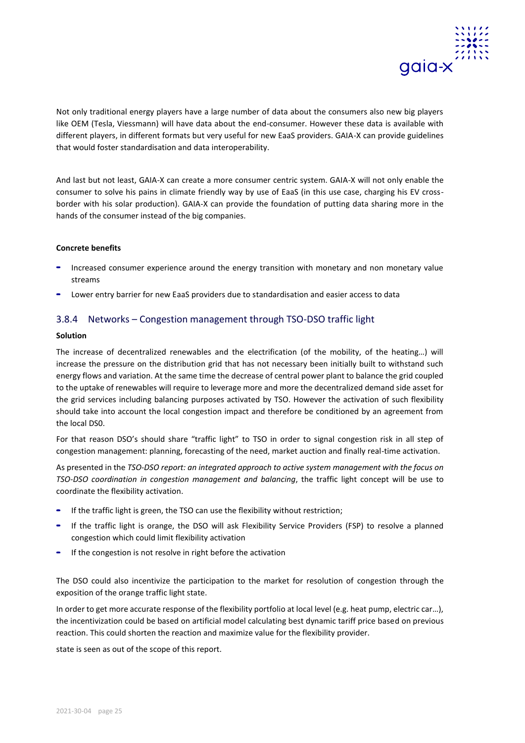Not only traditional energy players have a large number of data about the consumers also new big players like OEM (Tesla, Viessmann) will have data about the end-consumer. However these data is available with different players, in different formats but very useful for new EaaS providers. GAIA-X can provide guidelines that would foster standardisation and data interoperability.

And last but not least, GAIA-X can create a more consumer centric system. GAIA-X will not only enable the consumer to solve his pains in climate friendly way by use of EaaS (in this use case, charging his EV cross-border with his solar production). GAIA-X can provide the foundation of putting data sharing more in the hands of the consumer instead of the big companies.

**Concrete benefits**

- Increased consumer experience around the energy transition with monetary and non monetary value streams
- Lower entry barrier for new EaaS providers due to standardisation and easier access to data

### 3.8.4 Networks – Congestion management through TSO-DSO traffic light

**Solution**

The increase of decentralized renewables and the electrification (of the mobility, of the heating…) will increase the pressure on the distribution grid that has not necessary been initially built to withstand such energy flows and variation. At the same time the decrease of central power plant to balance the grid coupled to the uptake of renewables will require to leverage more and more the decentralized demand side asset for the grid services including balancing purposes activated by TSO. However the activation of such flexibility should take into account the local congestion impact and therefore be conditioned by an agreement from the local DS0.

For that reason DSO's should share "traffic light" to TSO in order to signal congestion risk in all step of congestion management: planning, forecasting of the need, market auction and finally real-time activation.

As presented in the *TSO-DSO report: an integrated approach to active system management with the focus on TSO-DSO coordination in congestion management and balancing*, the traffic light concept will be use to coordinate the flexibility activation.

- If the traffic light is green, the TSO can use the flexibility without restriction;
- If the traffic light is orange, the DSO will ask Flexibility Service Providers (FSP) to resolve a planned congestion which could limit flexibility activation
- If the congestion is not resolve in right before the activation

The DSO could also incentivize the participation to the market for resolution of congestion through the exposition of the orange traffic light state.

In order to get more accurate response of the flexibility portfolio at local level (e.g. heat pump, electric car…), the incentivization could be based on artificial model calculating best dynamic tariff price based on previous reaction. This could shorten the reaction and maximize value for the flexibility provider.

state is seen as out of the scope of this report.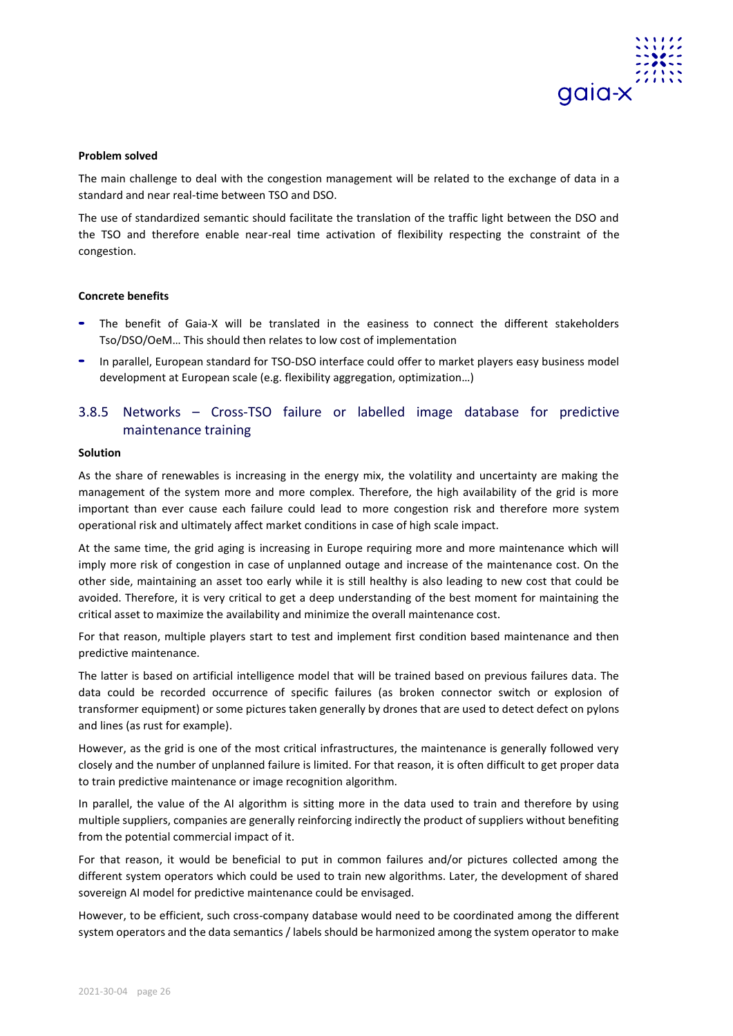**Problem solved**

The main challenge to deal with the congestion management will be related to the exchange of data in a standard and near real-time between TSO and DSO.

The use of standardized semantic should facilitate the translation of the traffic light between the DSO and the TSO and therefore enable near-real time activation of flexibility respecting the constraint of the congestion.

**Concrete benefits**

- The benefit of Gaia-X will be translated in the easiness to connect the different stakeholders Tso/DSO/OeM… This should then relates to low cost of implementation
- In parallel, European standard for TSO-DSO interface could offer to market players easy business model development at European scale (e.g. flexibility aggregation, optimization…)

### 3.8.5 Networks – Cross-TSO failure or labelled image database for predictive maintenance training

**Solution**

As the share of renewables is increasing in the energy mix, the volatility and uncertainty are making the management of the system more and more complex. Therefore, the high availability of the grid is more important than ever cause each failure could lead to more congestion risk and therefore more system operational risk and ultimately affect market conditions in case of high scale impact.

At the same time, the grid aging is increasing in Europe requiring more and more maintenance which will imply more risk of congestion in case of unplanned outage and increase of the maintenance cost. On the other side, maintaining an asset too early while it is still healthy is also leading to new cost that could be avoided. Therefore, it is very critical to get a deep understanding of the best moment for maintaining the critical asset to maximize the availability and minimize the overall maintenance cost.

For that reason, multiple players start to test and implement first condition based maintenance and then predictive maintenance.

The latter is based on artificial intelligence model that will be trained based on previous failures data. The data could be recorded occurrence of specific failures (as broken connector switch or explosion of transformer equipment) or some pictures taken generally by drones that are used to detect defect on pylons and lines (as rust for example).

However, as the grid is one of the most critical infrastructures, the maintenance is generally followed very closely and the number of unplanned failure is limited. For that reason, it is often difficult to get proper data to train predictive maintenance or image recognition algorithm.

In parallel, the value of the AI algorithm is sitting more in the data used to train and therefore by using multiple suppliers, companies are generally reinforcing indirectly the product of suppliers without benefiting from the potential commercial impact of it.

For that reason, it would be beneficial to put in common failures and/or pictures collected among the different system operators which could be used to train new algorithms. Later, the development of shared sovereign AI model for predictive maintenance could be envisaged.

However, to be efficient, such cross-company database would need to be coordinated among the different system operators and the data semantics / labels should be harmonized among the system operator to make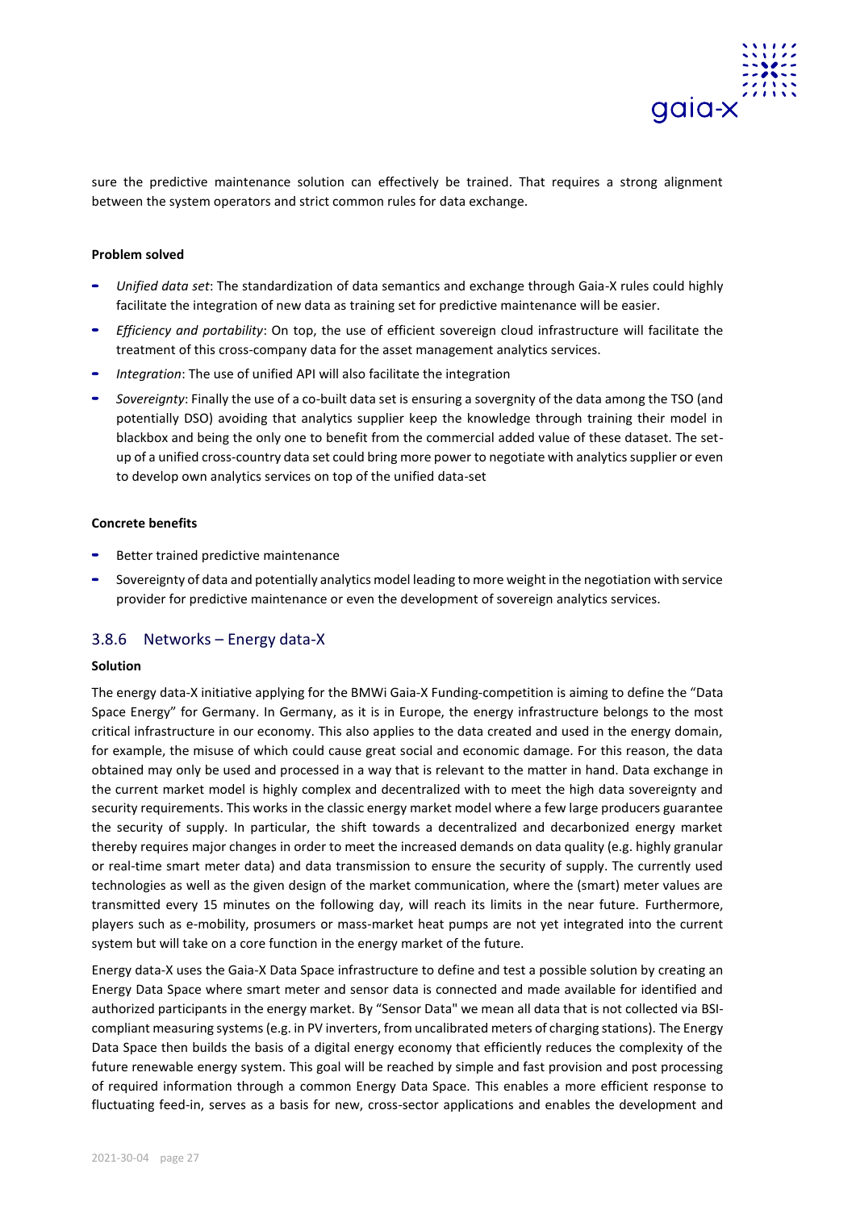sure the predictive maintenance solution can effectively be trained. That requires a strong alignment between the system operators and strict common rules for data exchange.

**Problem solved**

- *Unified data set*: The standardization of data semantics and exchange through Gaia-X rules could highly facilitate the integration of new data as training set for predictive maintenance will be easier.
- *Efficiency and portability*: On top, the use of efficient sovereign cloud infrastructure will facilitate the treatment of this cross-company data for the asset management analytics services.
- *Integration*: The use of unified API will also facilitate the integration
- *Sovereignty*: Finally the use of a co-built data set is ensuring a sovergnity of the data among the TSO (and potentially DSO) avoiding that analytics supplier keep the knowledge through training their model in blackbox and being the only one to benefit from the commercial added value of these dataset. The set-up of a unified cross-country data set could bring more power to negotiate with analytics supplier or even to develop own analytics services on top of the unified data-set

**Concrete benefits**

- Better trained predictive maintenance
- Sovereignty of data and potentially analytics model leading to more weight in the negotiation with service provider for predictive maintenance or even the development of sovereign analytics services.

### 3.8.6 Networks – Energy data-X

**Solution**

The energy data-X initiative applying for the BMWi Gaia-X Funding-competition is aiming to define the "Data Space Energy" for Germany. In Germany, as it is in Europe, the energy infrastructure belongs to the most critical infrastructure in our economy. This also applies to the data created and used in the energy domain, for example, the misuse of which could cause great social and economic damage. For this reason, the data obtained may only be used and processed in a way that is relevant to the matter in hand. Data exchange in the current market model is highly complex and decentralized with to meet the high data sovereignty and security requirements. This works in the classic energy market model where a few large producers guarantee the security of supply. In particular, the shift towards a decentralized and decarbonized energy market thereby requires major changes in order to meet the increased demands on data quality (e.g. highly granular or real-time smart meter data) and data transmission to ensure the security of supply. The currently used technologies as well as the given design of the market communication, where the (smart) meter values are transmitted every 15 minutes on the following day, will reach its limits in the near future. Furthermore, players such as e-mobility, prosumers or mass-market heat pumps are not yet integrated into the current system but will take on a core function in the energy market of the future.

Energy data-X uses the Gaia-X Data Space infrastructure to define and test a possible solution by creating an Energy Data Space where smart meter and sensor data is connected and made available for identified and authorized participants in the energy market. By "Sensor Data" we mean all data that is not collected via BSI-compliant measuring systems (e.g. in PV inverters, from uncalibrated meters of charging stations). The Energy Data Space then builds the basis of a digital energy economy that efficiently reduces the complexity of the future renewable energy system. This goal will be reached by simple and fast provision and post processing of required information through a common Energy Data Space. This enables a more efficient response to fluctuating feed-in, serves as a basis for new, cross-sector applications and enables the development and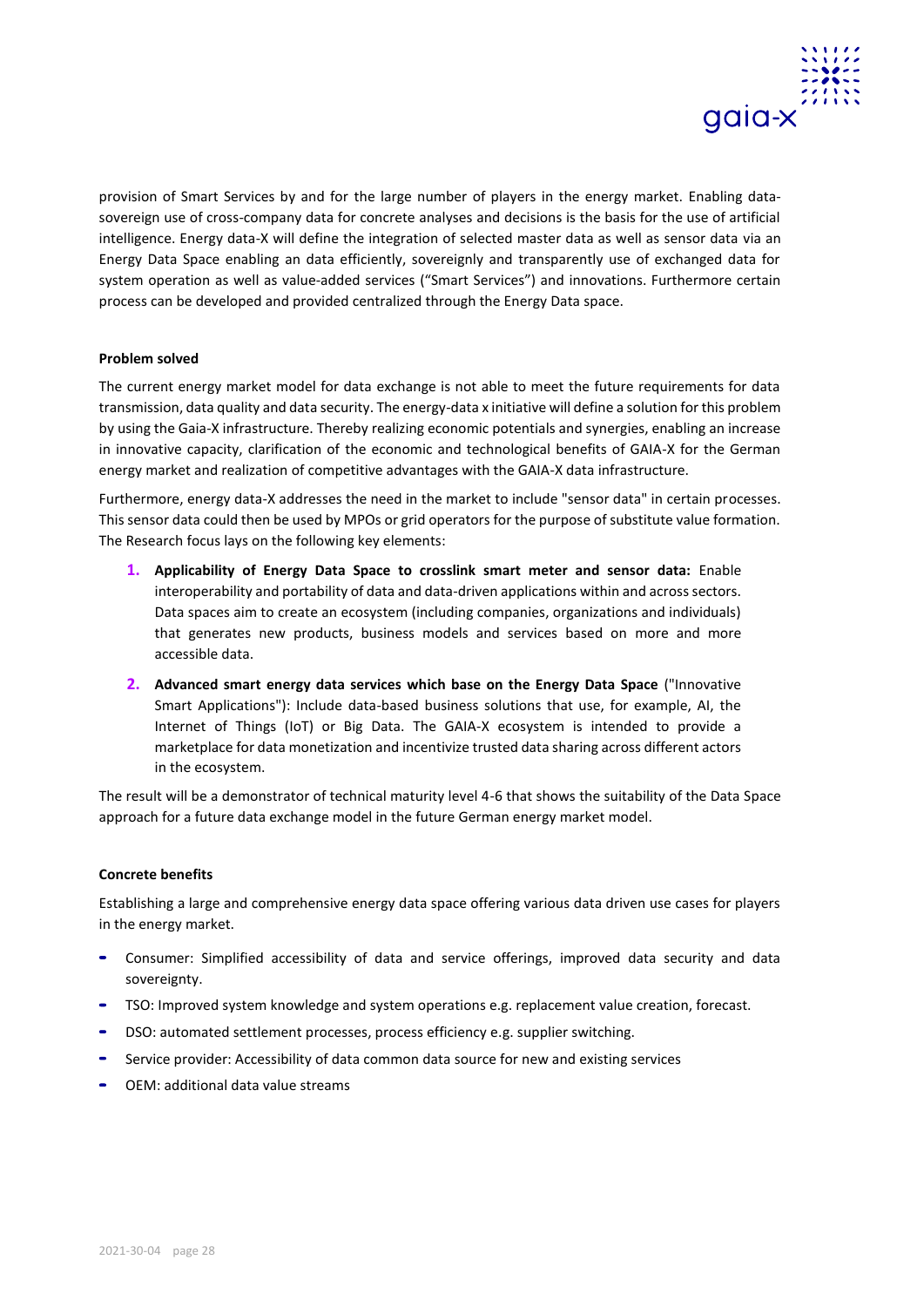provision of Smart Services by and for the large number of players in the energy market. Enabling data-sovereign use of cross-company data for concrete analyses and decisions is the basis for the use of artificial intelligence. Energy data-X will define the integration of selected master data as well as sensor data via an Energy Data Space enabling an data efficiently, sovereignly and transparently use of exchanged data for system operation as well as value-added services ("Smart Services") and innovations. Furthermore certain process can be developed and provided centralized through the Energy Data space.

**Problem solved**

The current energy market model for data exchange is not able to meet the future requirements for data transmission, data quality and data security. The energy-data x initiative will define a solution for this problem by using the Gaia-X infrastructure. Thereby realizing economic potentials and synergies, enabling an increase in innovative capacity, clarification of the economic and technological benefits of GAIA-X for the German energy market and realization of competitive advantages with the GAIA-X data infrastructure.

Furthermore, energy data-X addresses the need in the market to include "sensor data" in certain processes. This sensor data could then be used by MPOs or grid operators for the purpose of substitute value formation. The Research focus lays on the following key elements:

1. **Applicability of Energy Data Space to crosslink smart meter and sensor data:** Enable interoperability and portability of data and data-driven applications within and across sectors. Data spaces aim to create an ecosystem (including companies, organizations and individuals) that generates new products, business models and services based on more and more accessible data.
2. **Advanced smart energy data services which base on the Energy Data Space** ("Innovative Smart Applications"): Include data-based business solutions that use, for example, AI, the Internet of Things (IoT) or Big Data. The GAIA-X ecosystem is intended to provide a marketplace for data monetization and incentivize trusted data sharing across different actors in the ecosystem.

The result will be a demonstrator of technical maturity level 4-6 that shows the suitability of the Data Space approach for a future data exchange model in the future German energy market model.

**Concrete benefits**

Establishing a large and comprehensive energy data space offering various data driven use cases for players in the energy market.

- Consumer: Simplified accessibility of data and service offerings, improved data security and data sovereignty.
- TSO: Improved system knowledge and system operations e.g. replacement value creation, forecast.
- DSO: automated settlement processes, process efficiency e.g. supplier switching.
- Service provider: Accessibility of data common data source for new and existing services
- OEM: additional data value streams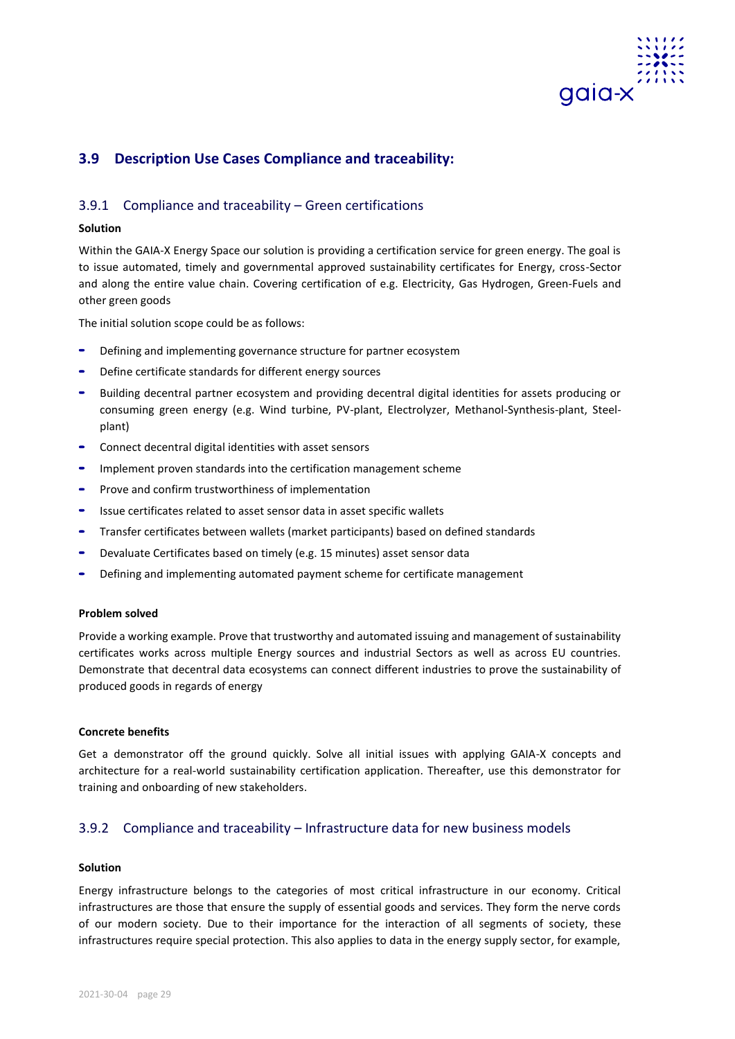## 3.9 Description Use Cases Compliance and traceability:

### 3.9.1 Compliance and traceability – Green certifications

**Solution**

Within the GAIA-X Energy Space our solution is providing a certification service for green energy. The goal is to issue automated, timely and governmental approved sustainability certificates for Energy, cross-Sector and along the entire value chain. Covering certification of e.g. Electricity, Gas Hydrogen, Green-Fuels and other green goods

The initial solution scope could be as follows:

- Defining and implementing governance structure for partner ecosystem
- Define certificate standards for different energy sources
- Building decentral partner ecosystem and providing decentral digital identities for assets producing or consuming green energy (e.g. Wind turbine, PV-plant, Electrolyzer, Methanol-Synthesis-plant, Steel-plant)
- Connect decentral digital identities with asset sensors
- Implement proven standards into the certification management scheme
- Prove and confirm trustworthiness of implementation
- Issue certificates related to asset sensor data in asset specific wallets
- Transfer certificates between wallets (market participants) based on defined standards
- Devaluate Certificates based on timely (e.g. 15 minutes) asset sensor data
- Defining and implementing automated payment scheme for certificate management

**Problem solved**

Provide a working example. Prove that trustworthy and automated issuing and management of sustainability certificates works across multiple Energy sources and industrial Sectors as well as across EU countries. Demonstrate that decentral data ecosystems can connect different industries to prove the sustainability of produced goods in regards of energy

**Concrete benefits**

Get a demonstrator off the ground quickly. Solve all initial issues with applying GAIA-X concepts and architecture for a real-world sustainability certification application. Thereafter, use this demonstrator for training and onboarding of new stakeholders.

### 3.9.2 Compliance and traceability – Infrastructure data for new business models

**Solution**

Energy infrastructure belongs to the categories of most critical infrastructure in our economy. Critical infrastructures are those that ensure the supply of essential goods and services. They form the nerve cords of our modern society. Due to their importance for the interaction of all segments of society, these infrastructures require special protection. This also applies to data in the energy supply sector, for example,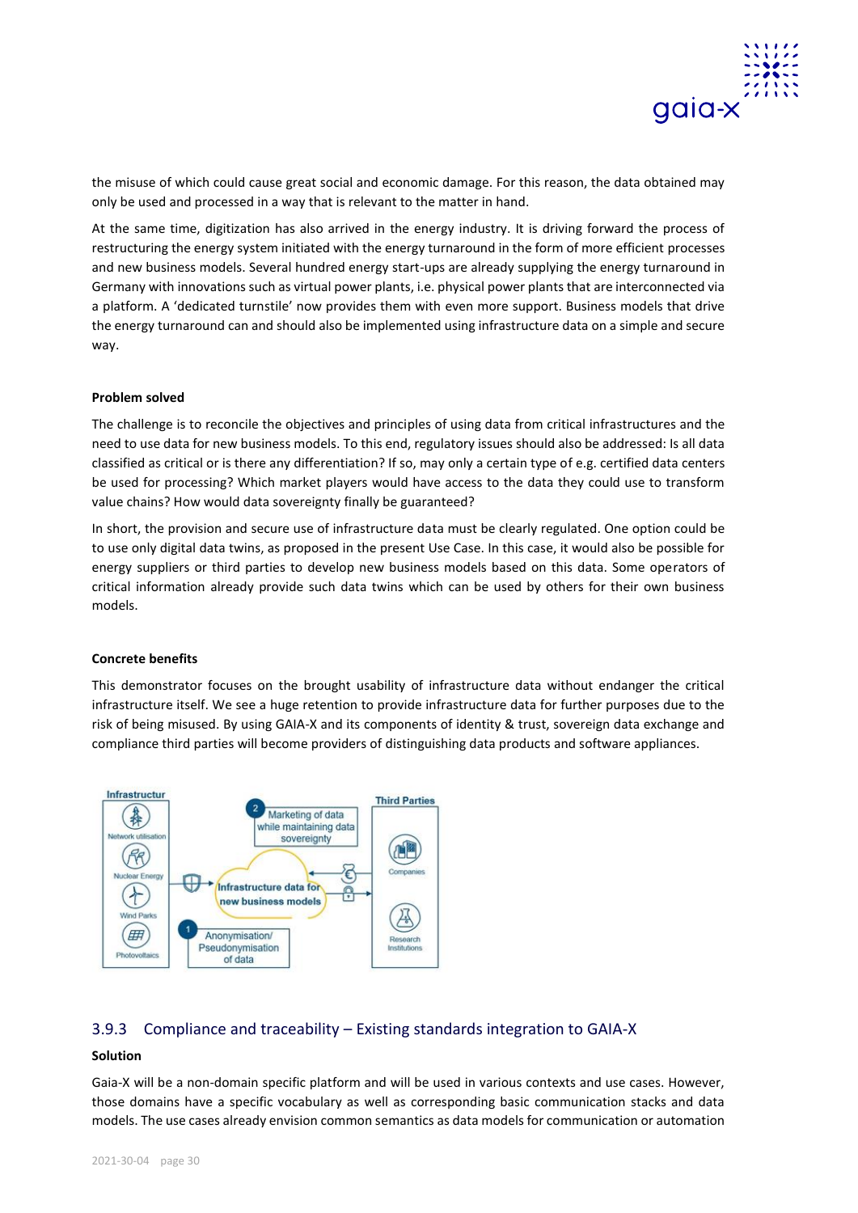the misuse of which could cause great social and economic damage. For this reason, the data obtained may only be used and processed in a way that is relevant to the matter in hand.

At the same time, digitization has also arrived in the energy industry. It is driving forward the process of restructuring the energy system initiated with the energy turnaround in the form of more efficient processes and new business models. Several hundred energy start-ups are already supplying the energy turnaround in Germany with innovations such as virtual power plants, i.e. physical power plants that are interconnected via a platform. A 'dedicated turnstile' now provides them with even more support. Business models that drive the energy turnaround can and should also be implemented using infrastructure data on a simple and secure way.

**Problem solved**

The challenge is to reconcile the objectives and principles of using data from critical infrastructures and the need to use data for new business models. To this end, regulatory issues should also be addressed: Is all data classified as critical or is there any differentiation? If so, may only a certain type of e.g. certified data centers be used for processing? Which market players would have access to the data they could use to transform value chains? How would data sovereignty finally be guaranteed?

In short, the provision and secure use of infrastructure data must be clearly regulated. One option could be to use only digital data twins, as proposed in the present Use Case. In this case, it would also be possible for energy suppliers or third parties to develop new business models based on this data. Some operators of critical information already provide such data twins which can be used by others for their own business models.

**Concrete benefits**

This demonstrator focuses on the brought usability of infrastructure data without endanger the critical infrastructure itself. We see a huge retention to provide infrastructure data for further purposes due to the risk of being misused. By using GAIA-X and its components of identity & trust, sovereign data exchange and compliance third parties will become providers of distinguishing data products and software appliances.

Infrastructur: Network utilisation, Nuclear Energy, Wind Parks, Photovoltaics — 1 Anonymisation/ Pseudonymisation of data — Infrastructure data for new business models — 2 Marketing of data while maintaining data sovereignty — Third Parties: Companies, Research Institutions

### 3.9.3 Compliance and traceability – Existing standards integration to GAIA-X

**Solution**

Gaia-X will be a non-domain specific platform and will be used in various contexts and use cases. However, those domains have a specific vocabulary as well as corresponding basic communication stacks and data models. The use cases already envision common semantics as data models for communication or automation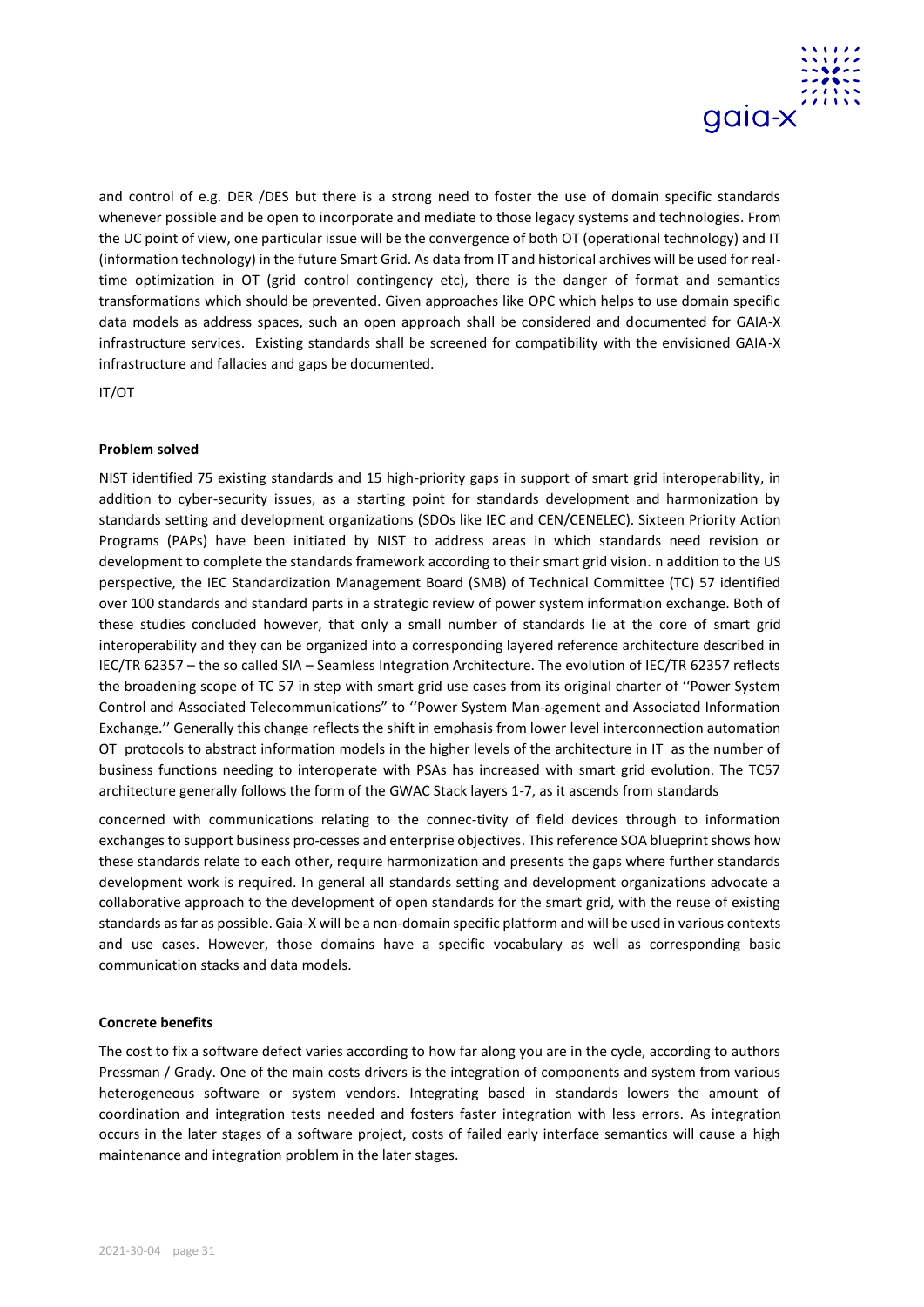and control of e.g. DER /DES but there is a strong need to foster the use of domain specific standards whenever possible and be open to incorporate and mediate to those legacy systems and technologies. From the UC point of view, one particular issue will be the convergence of both OT (operational technology) and IT (information technology) in the future Smart Grid. As data from IT and historical archives will be used for real-time optimization in OT (grid control contingency etc), there is the danger of format and semantics transformations which should be prevented. Given approaches like OPC which helps to use domain specific data models as address spaces, such an open approach shall be considered and documented for GAIA-X infrastructure services. Existing standards shall be screened for compatibility with the envisioned GAIA-X infrastructure and fallacies and gaps be documented.

IT/OT

**Problem solved**

NIST identified 75 existing standards and 15 high-priority gaps in support of smart grid interoperability, in addition to cyber-security issues, as a starting point for standards development and harmonization by standards setting and development organizations (SDOs like IEC and CEN/CENELEC). Sixteen Priority Action Programs (PAPs) have been initiated by NIST to address areas in which standards need revision or development to complete the standards framework according to their smart grid vision. n addition to the US perspective, the IEC Standardization Management Board (SMB) of Technical Committee (TC) 57 identified over 100 standards and standard parts in a strategic review of power system information exchange. Both of these studies concluded however, that only a small number of standards lie at the core of smart grid interoperability and they can be organized into a corresponding layered reference architecture described in IEC/TR 62357 – the so called SIA – Seamless Integration Architecture. The evolution of IEC/TR 62357 reflects the broadening scope of TC 57 in step with smart grid use cases from its original charter of ''Power System Control and Associated Telecommunications" to ''Power System Man-agement and Associated Information Exchange.'' Generally this change reflects the shift in emphasis from lower level interconnection automation OT protocols to abstract information models in the higher levels of the architecture in IT as the number of business functions needing to interoperate with PSAs has increased with smart grid evolution. The TC57 architecture generally follows the form of the GWAC Stack layers 1-7, as it ascends from standards

concerned with communications relating to the connec-tivity of field devices through to information exchanges to support business pro-cesses and enterprise objectives. This reference SOA blueprint shows how these standards relate to each other, require harmonization and presents the gaps where further standards development work is required. In general all standards setting and development organizations advocate a collaborative approach to the development of open standards for the smart grid, with the reuse of existing standards as far as possible. Gaia-X will be a non-domain specific platform and will be used in various contexts and use cases. However, those domains have a specific vocabulary as well as corresponding basic communication stacks and data models.

**Concrete benefits**

The cost to fix a software defect varies according to how far along you are in the cycle, according to authors Pressman / Grady. One of the main costs drivers is the integration of components and system from various heterogeneous software or system vendors. Integrating based in standards lowers the amount of coordination and integration tests needed and fosters faster integration with less errors. As integration occurs in the later stages of a software project, costs of failed early interface semantics will cause a high maintenance and integration problem in the later stages.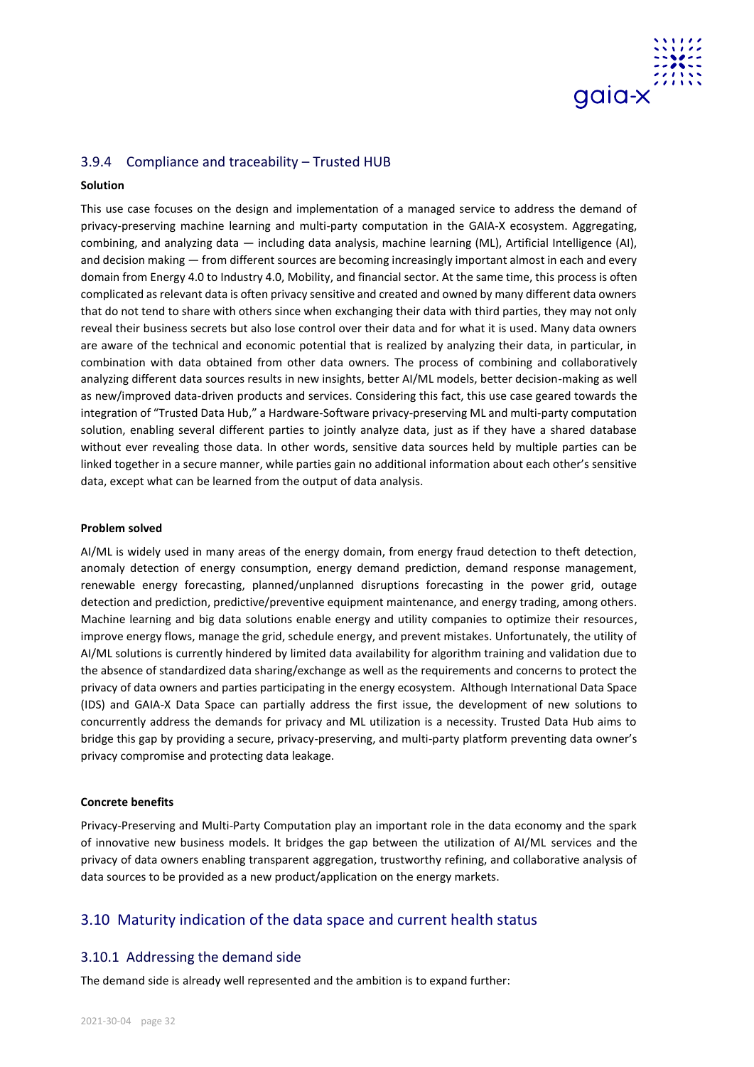### 3.9.4 Compliance and traceability – Trusted HUB

**Solution**

This use case focuses on the design and implementation of a managed service to address the demand of privacy-preserving machine learning and multi-party computation in the GAIA-X ecosystem. Aggregating, combining, and analyzing data — including data analysis, machine learning (ML), Artificial Intelligence (AI), and decision making — from different sources are becoming increasingly important almost in each and every domain from Energy 4.0 to Industry 4.0, Mobility, and financial sector. At the same time, this process is often complicated as relevant data is often privacy sensitive and created and owned by many different data owners that do not tend to share with others since when exchanging their data with third parties, they may not only reveal their business secrets but also lose control over their data and for what it is used. Many data owners are aware of the technical and economic potential that is realized by analyzing their data, in particular, in combination with data obtained from other data owners. The process of combining and collaboratively analyzing different data sources results in new insights, better AI/ML models, better decision-making as well as new/improved data-driven products and services. Considering this fact, this use case geared towards the integration of "Trusted Data Hub," a Hardware-Software privacy-preserving ML and multi-party computation solution, enabling several different parties to jointly analyze data, just as if they have a shared database without ever revealing those data. In other words, sensitive data sources held by multiple parties can be linked together in a secure manner, while parties gain no additional information about each other's sensitive data, except what can be learned from the output of data analysis.

**Problem solved**

AI/ML is widely used in many areas of the energy domain, from energy fraud detection to theft detection, anomaly detection of energy consumption, energy demand prediction, demand response management, renewable energy forecasting, planned/unplanned disruptions forecasting in the power grid, outage detection and prediction, predictive/preventive equipment maintenance, and energy trading, among others. Machine learning and big data solutions enable energy and utility companies to optimize their resources, improve energy flows, manage the grid, schedule energy, and prevent mistakes. Unfortunately, the utility of AI/ML solutions is currently hindered by limited data availability for algorithm training and validation due to the absence of standardized data sharing/exchange as well as the requirements and concerns to protect the privacy of data owners and parties participating in the energy ecosystem. Although International Data Space (IDS) and GAIA-X Data Space can partially address the first issue, the development of new solutions to concurrently address the demands for privacy and ML utilization is a necessity. Trusted Data Hub aims to bridge this gap by providing a secure, privacy-preserving, and multi-party platform preventing data owner's privacy compromise and protecting data leakage.

**Concrete benefits**

Privacy-Preserving and Multi-Party Computation play an important role in the data economy and the spark of innovative new business models. It bridges the gap between the utilization of AI/ML services and the privacy of data owners enabling transparent aggregation, trustworthy refining, and collaborative analysis of data sources to be provided as a new product/application on the energy markets.

## 3.10 Maturity indication of the data space and current health status

### 3.10.1 Addressing the demand side

The demand side is already well represented and the ambition is to expand further: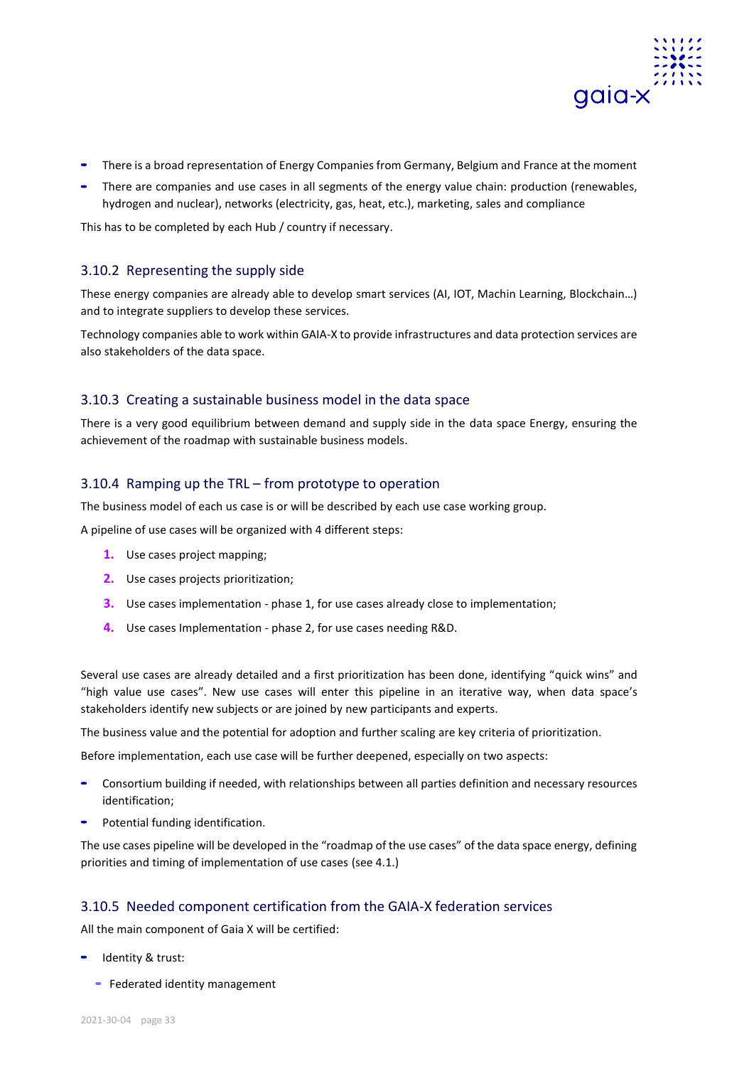- There is a broad representation of Energy Companies from Germany, Belgium and France at the moment
- There are companies and use cases in all segments of the energy value chain: production (renewables, hydrogen and nuclear), networks (electricity, gas, heat, etc.), marketing, sales and compliance

This has to be completed by each Hub / country if necessary.

### 3.10.2 Representing the supply side

These energy companies are already able to develop smart services (AI, IOT, Machin Learning, Blockchain…) and to integrate suppliers to develop these services.

Technology companies able to work within GAIA-X to provide infrastructures and data protection services are also stakeholders of the data space.

### 3.10.3 Creating a sustainable business model in the data space

There is a very good equilibrium between demand and supply side in the data space Energy, ensuring the achievement of the roadmap with sustainable business models.

### 3.10.4 Ramping up the TRL – from prototype to operation

The business model of each us case is or will be described by each use case working group.

A pipeline of use cases will be organized with 4 different steps:

1. Use cases project mapping;
2. Use cases projects prioritization;
3. Use cases implementation - phase 1, for use cases already close to implementation;
4. Use cases Implementation - phase 2, for use cases needing R&D.

Several use cases are already detailed and a first prioritization has been done, identifying "quick wins" and "high value use cases". New use cases will enter this pipeline in an iterative way, when data space's stakeholders identify new subjects or are joined by new participants and experts.

The business value and the potential for adoption and further scaling are key criteria of prioritization.

Before implementation, each use case will be further deepened, especially on two aspects:

- Consortium building if needed, with relationships between all parties definition and necessary resources identification;
- Potential funding identification.

The use cases pipeline will be developed in the "roadmap of the use cases" of the data space energy, defining priorities and timing of implementation of use cases (see 4.1.)

### 3.10.5 Needed component certification from the GAIA-X federation services

All the main component of Gaia X will be certified:

- Identity & trust:
  - Federated identity management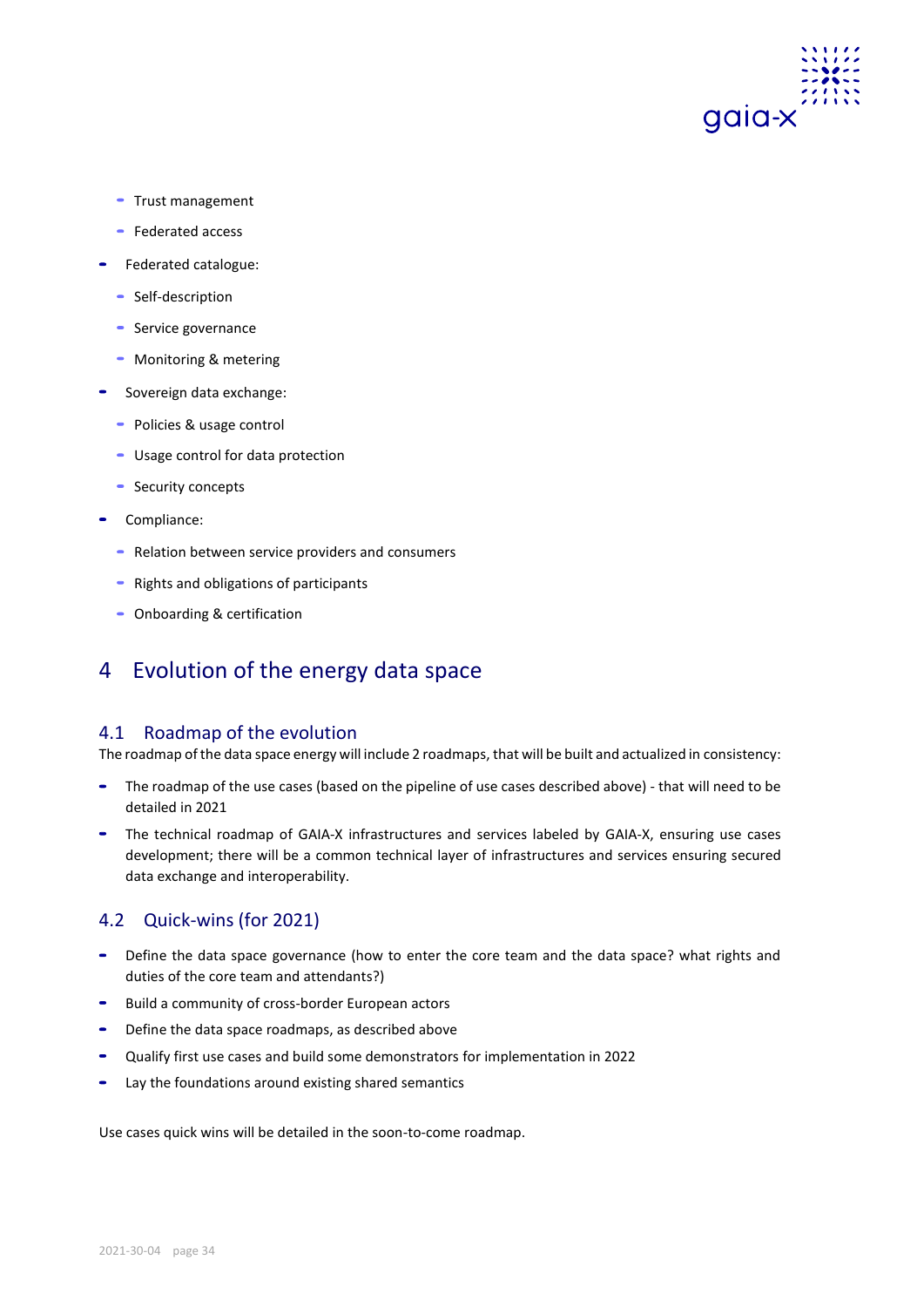- Trust management
  - Federated access
- Federated catalogue:
  - Self-description
  - Service governance
  - Monitoring & metering
- Sovereign data exchange:
  - Policies & usage control
  - Usage control for data protection
  - Security concepts
- Compliance:
  - Relation between service providers and consumers
  - Rights and obligations of participants
  - Onboarding & certification

# 4 Evolution of the energy data space

## 4.1 Roadmap of the evolution

The roadmap of the data space energy will include 2 roadmaps, that will be built and actualized in consistency:

- The roadmap of the use cases (based on the pipeline of use cases described above) - that will need to be detailed in 2021
- The technical roadmap of GAIA-X infrastructures and services labeled by GAIA-X, ensuring use cases development; there will be a common technical layer of infrastructures and services ensuring secured data exchange and interoperability.

## 4.2 Quick-wins (for 2021)

- Define the data space governance (how to enter the core team and the data space? what rights and duties of the core team and attendants?)
- Build a community of cross-border European actors
- Define the data space roadmaps, as described above
- Qualify first use cases and build some demonstrators for implementation in 2022
- Lay the foundations around existing shared semantics

Use cases quick wins will be detailed in the soon-to-come roadmap.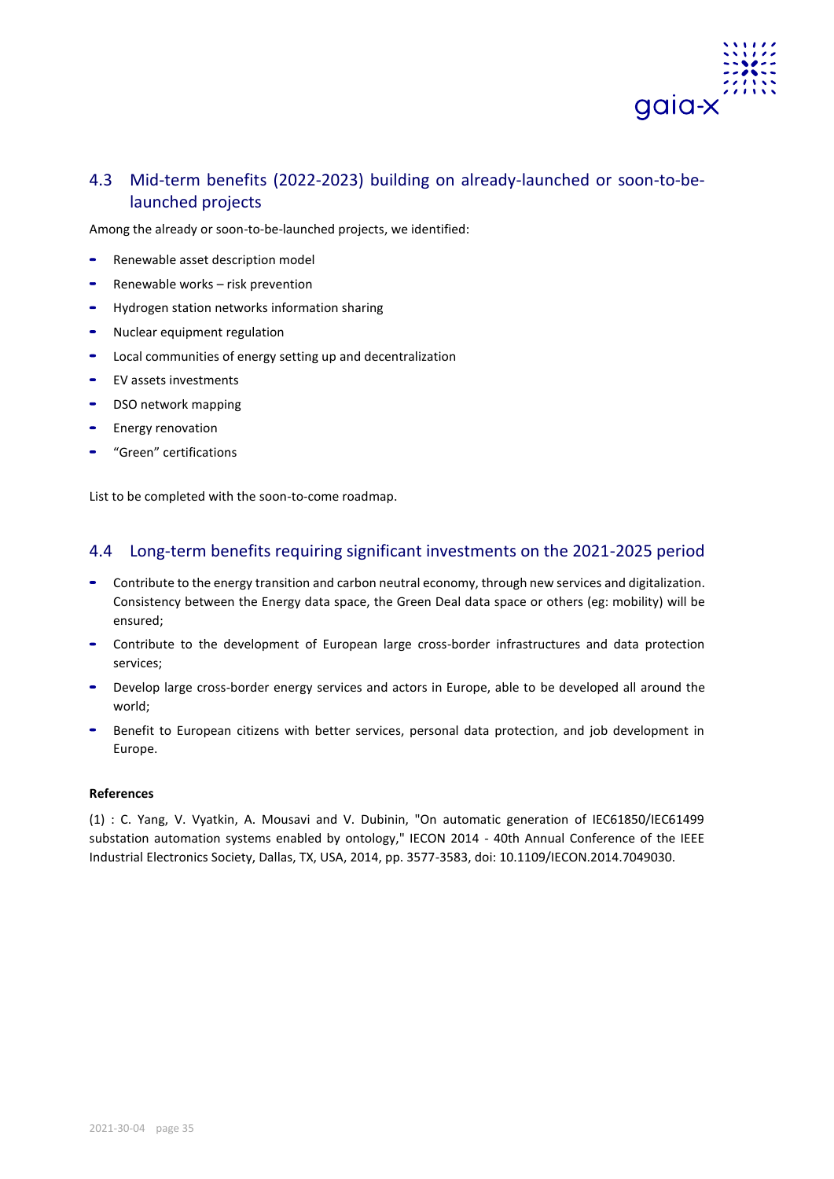## 4.3 Mid-term benefits (2022-2023) building on already-launched or soon-to-be-launched projects

Among the already or soon-to-be-launched projects, we identified:

- Renewable asset description model
- Renewable works – risk prevention
- Hydrogen station networks information sharing
- Nuclear equipment regulation
- Local communities of energy setting up and decentralization
- EV assets investments
- DSO network mapping
- Energy renovation
- “Green” certifications

List to be completed with the soon-to-come roadmap.

## 4.4 Long-term benefits requiring significant investments on the 2021-2025 period

- Contribute to the energy transition and carbon neutral economy, through new services and digitalization. Consistency between the Energy data space, the Green Deal data space or others (eg: mobility) will be ensured;
- Contribute to the development of European large cross-border infrastructures and data protection services;
- Develop large cross-border energy services and actors in Europe, able to be developed all around the world;
- Benefit to European citizens with better services, personal data protection, and job development in Europe.

**References**

(1) : C. Yang, V. Vyatkin, A. Mousavi and V. Dubinin, "On automatic generation of IEC61850/IEC61499 substation automation systems enabled by ontology," IECON 2014 - 40th Annual Conference of the IEEE Industrial Electronics Society, Dallas, TX, USA, 2014, pp. 3577-3583, doi: 10.1109/IECON.2014.7049030.